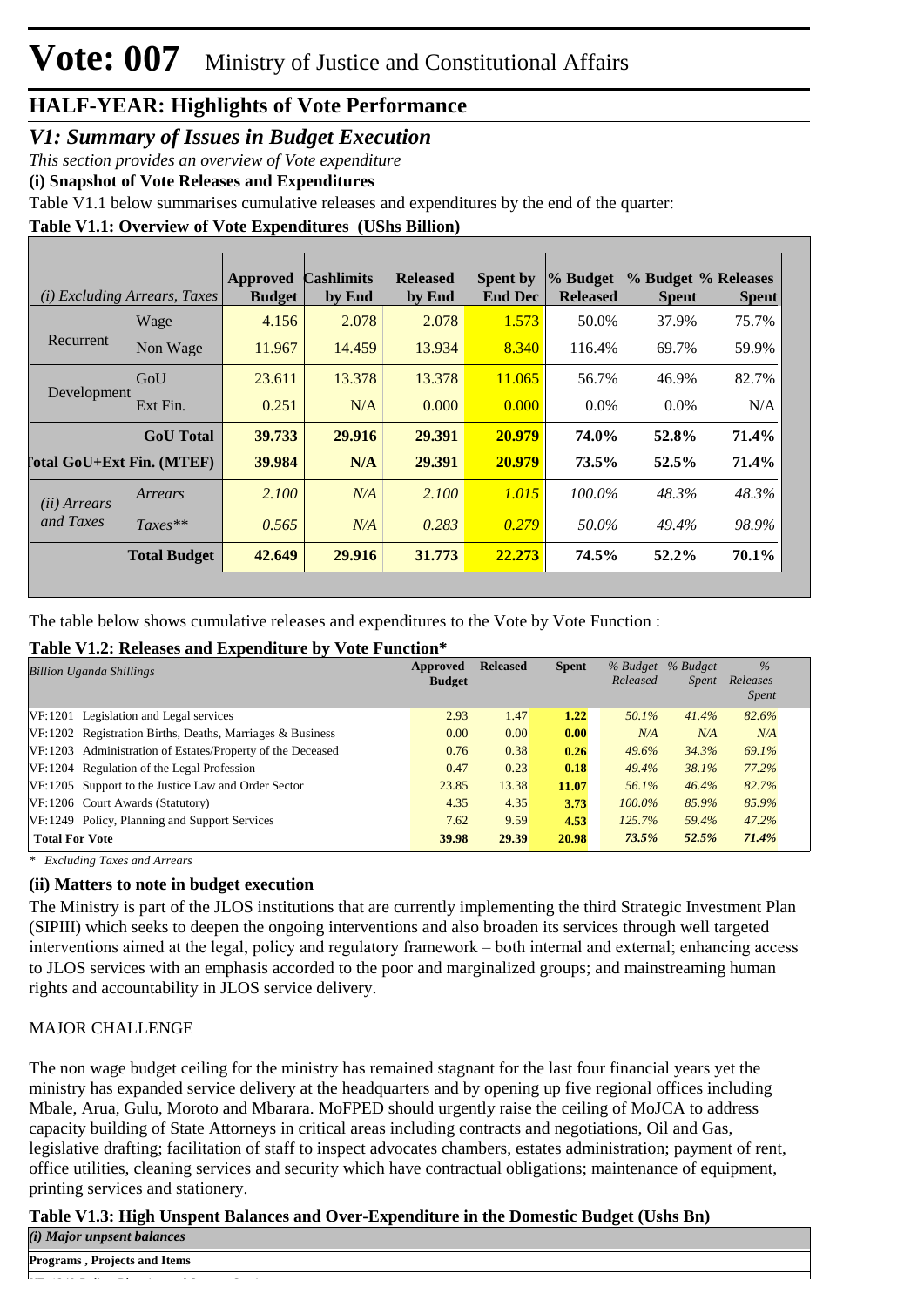# Vote: 007 Ministry of Justice and Constitutional Affairs

## HALF-YEAR: Highlights of Vote Performance

### V1: Summary of Issues in Budget Execution

*This section provides an overview of Vote expenditure*

**(i) Snapshot of Vote Releases and Expenditures**

Table V1.1 below summarises cumulative releases and expenditures by the end of the quarter:

**Table V1.1: Overview of Vote Expenditures (UShs Billion)**

| *(i) Excluding Arrears, Taxes* | | Approved Budget | Cashlimits by End | Released by End | Spent by End Dec | % Budget Released | % Budget Spent | % Releases Spent |
|---|---|---|---|---|---|---|---|---|
| Recurrent | Wage | 4.156 | 2.078 | 2.078 | 1.573 | 50.0% | 37.9% | 75.7% |
| | Non Wage | 11.967 | 14.459 | 13.934 | 8.340 | 116.4% | 69.7% | 59.9% |
| Development | GoU | 23.611 | 13.378 | 13.378 | 11.065 | 56.7% | 46.9% | 82.7% |
| | Ext Fin. | 0.251 | N/A | 0.000 | 0.000 | 0.0% | 0.0% | N/A |
| | **GoU Total** | **39.733** | **29.916** | **29.391** | **20.979** | **74.0%** | **52.8%** | **71.4%** |
| **Total GoU+Ext Fin. (MTEF)** | | **39.984** | **N/A** | **29.391** | **20.979** | **73.5%** | **52.5%** | **71.4%** |
| *(ii) Arrears and Taxes* | *Arrears* | *2.100* | *N/A* | *2.100* | *1.015* | *100.0%* | *48.3%* | *48.3%* |
| | *Taxes*** | *0.565* | *N/A* | *0.283* | *0.279* | *50.0%* | *49.4%* | *98.9%* |
| | **Total Budget** | **42.649** | **29.916** | **31.773** | **22.273** | **74.5%** | **52.2%** | **70.1%** |

The table below shows cumulative releases and expenditures to the Vote by Vote Function :

**Table V1.2: Releases and Expenditure by Vote Function***

| *Billion Uganda Shillings* | Approved Budget | Released | Spent | *% Budget Released* | *% Budget Spent* | *% Releases Spent* |
|---|---|---|---|---|---|---|
| VF:1201 Legislation and Legal services | 2.93 | 1.47 | **1.22** | *50.1%* | *41.4%* | *82.6%* |
| VF:1202 Registration Births, Deaths, Marriages & Business | 0.00 | 0.00 | **0.00** | *N/A* | *N/A* | *N/A* |
| VF:1203 Administration of Estates/Property of the Deceased | 0.76 | 0.38 | **0.26** | *49.6%* | *34.3%* | *69.1%* |
| VF:1204 Regulation of the Legal Profession | 0.47 | 0.23 | **0.18** | *49.4%* | *38.1%* | *77.2%* |
| VF:1205 Support to the Justice Law and Order Sector | 23.85 | 13.38 | **11.07** | *56.1%* | *46.4%* | *82.7%* |
| VF:1206 Court Awards (Statutory) | 4.35 | 4.35 | **3.73** | *100.0%* | *85.9%* | *85.9%* |
| VF:1249 Policy, Planning and Support Services | 7.62 | 9.59 | **4.53** | *125.7%* | *59.4%* | *47.2%* |
| **Total For Vote** | **39.98** | **29.39** | **20.98** | ***73.5%*** | ***52.5%*** | ***71.4%*** |

*\* Excluding Taxes and Arrears*

**(ii) Matters to note in budget execution**

The Ministry is part of the JLOS institutions that are currently implementing the third Strategic Investment Plan (SIPIII) which seeks to deepen the ongoing interventions and also broaden its services through well targeted interventions aimed at the legal, policy and regulatory framework – both internal and external; enhancing access to JLOS services with an emphasis accorded to the poor and marginalized groups; and mainstreaming human rights and accountability in JLOS service delivery.

MAJOR CHALLENGE

The non wage budget ceiling for the ministry has remained stagnant for the last four financial years yet the ministry has expanded service delivery at the headquarters and by opening up five regional offices including Mbale, Arua, Gulu, Moroto and Mbarara. MoFPED should urgently raise the ceiling of MoJCA to address capacity building of State Attorneys in critical areas including contracts and negotiations, Oil and Gas, legislative drafting; facilitation of staff to inspect advocates chambers, estates administration; payment of rent, office utilities, cleaning services and security which have contractual obligations; maintenance of equipment, printing services and stationery.

**Table V1.3: High Unspent Balances and Over-Expenditure in the Domestic Budget (Ushs Bn)**

| *(i) Major unpsent balances* |
|---|
| **Programs , Projects and Items** |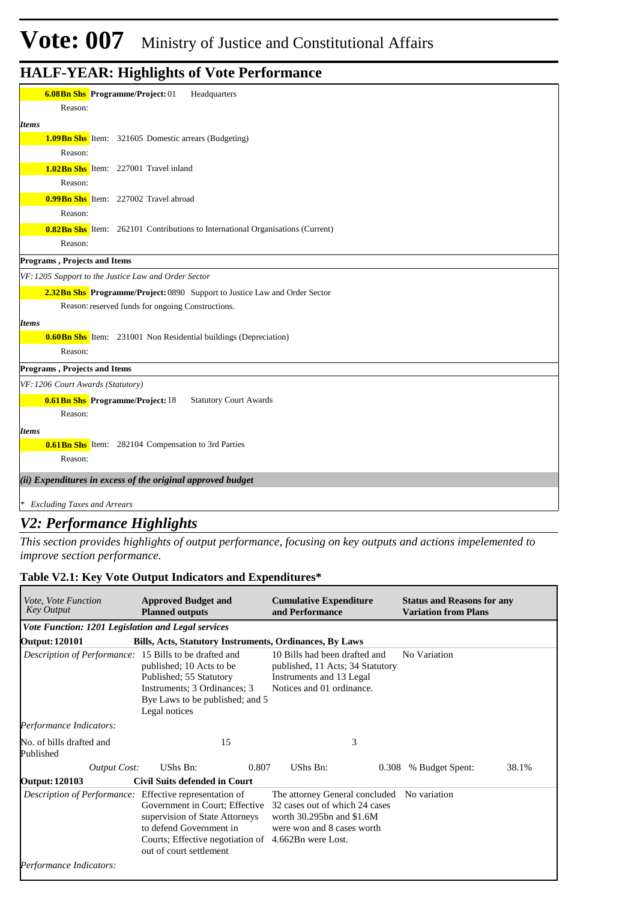# Vote: 007 Ministry of Justice and Constitutional Affairs

## HALF-YEAR: Highlights of Vote Performance

**6.08Bn Shs** **Programme/Project:** 01 Headquarters

Reason:

*Items*

**1.09Bn Shs** Item: 321605 Domestic arrears (Budgeting)

Reason:

**1.02Bn Shs** Item: 227001 Travel inland

Reason:

**0.99Bn Shs** Item: 227002 Travel abroad

Reason:

**0.82Bn Shs** Item: 262101 Contributions to International Organisations (Current)

Reason:

**Programs , Projects and Items**

*VF: 1205 Support to the Justice Law and Order Sector*

**2.32Bn Shs** **Programme/Project:** 0890 Support to Justice Law and Order Sector

Reason: reserved funds for ongoing Constructions.

*Items*

**0.60Bn Shs** Item: 231001 Non Residential buildings (Depreciation)

Reason:

**Programs , Projects and Items**

*VF: 1206 Court Awards (Statutory)*

**0.61Bn Shs** **Programme/Project:** 18 Statutory Court Awards

Reason:

*Items*

**0.61Bn Shs** Item: 282104 Compensation to 3rd Parties

Reason:

***(ii) Expenditures in excess of the original approved budget***

*\* Excluding Taxes and Arrears*

## *V2: Performance Highlights*

*This section provides highlights of output performance, focusing on key outputs and actions impelemented to improve section performance.*

### Table V2.1: Key Vote Output Indicators and Expenditures*

| *Vote, Vote Function Key Output* | **Approved Budget and Planned outputs** | | **Cumulative Expenditure and Performance** | | **Status and Reasons for any Variation from Plans** | |
|---|---|---|---|---|---|---|
| ***Vote Function: 1201 Legislation and Legal services*** | | | | | | |
| **Output: 120101** | **Bills, Acts, Statutory Instruments, Ordinances, By Laws** | | | | | |
| *Description of Performance:* | 15 Bills to be drafted and published; 10 Acts to be Published; 55 Statutory Instruments; 3 Ordinances; 3 Bye Laws to be published; and 5 Legal notices | | 10 Bills had been drafted and published, 11 Acts; 34 Statutory Instruments and 13 Legal Notices and 01 ordinance. | | No Variation | |
| *Performance Indicators:* | | | | | | |
| No. of bills drafted and Published | 15 | | 3 | | | |
| *Output Cost:* | UShs Bn: | 0.807 | UShs Bn: | 0.308 | % Budget Spent: | 38.1% |
| **Output: 120103** | **Civil Suits defended in Court** | | | | | |
| *Description of Performance:* | Effective representation of Government in Court; Effective supervision of State Attorneys to defend Government in Courts; Effective negotiation of out of court settlement | | The attorney General concluded 32 cases out of which 24 cases worth 30.295bn and $1.6M were won and 8 cases worth 4.662Bn were Lost. | | No variation | |
| *Performance Indicators:* | | | | | | |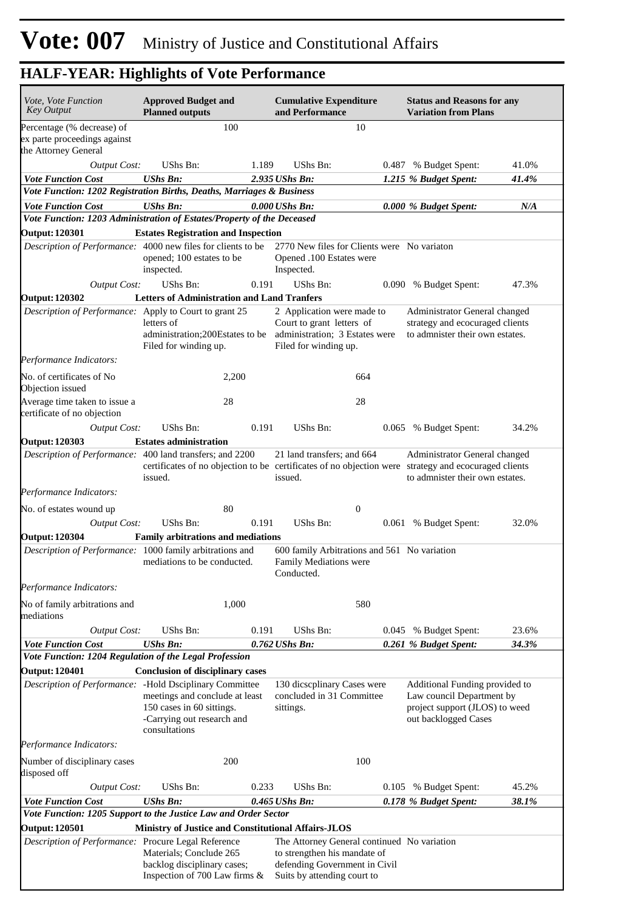# Vote: 007 Ministry of Justice and Constitutional Affairs

## HALF-YEAR: Highlights of Vote Performance

| *Vote, Vote Function Key Output* | **Approved Budget and Planned outputs** | | **Cumulative Expenditure and Performance** | | **Status and Reasons for any Variation from Plans** | |
|---|---|---|---|---|---|---|
| Percentage (% decrease) of ex parte proceedings against the Attorney General | 100 | | 10 | | | |
| *Output Cost:* | UShs Bn: | 1.189 | UShs Bn: | 0.487 | % Budget Spent: | 41.0% |
| ***Vote Function Cost*** | ***UShs Bn:*** | ***2.935*** | ***UShs Bn:*** | ***1.215*** | ***% Budget Spent:*** | ***41.4%*** |
| ***Vote Function: 1202 Registration Births, Deaths, Marriages & Business*** | | | | | | |
| ***Vote Function Cost*** | ***UShs Bn:*** | ***0.000*** | ***UShs Bn:*** | ***0.000*** | ***% Budget Spent:*** | ***N/A*** |
| ***Vote Function: 1203 Administration of Estates/Property of the Deceased*** | | | | | | |
| **Output: 120301** | **Estates Registration and Inspection** | | | | | |
| *Description of Performance:* | 4000 new files for clients to be opened; 100 estates to be inspected. | | 2770 New files for Clients were Opened .100 Estates were Inspected. | | No variaton | |
| *Output Cost:* | UShs Bn: | 0.191 | UShs Bn: | 0.090 | % Budget Spent: | 47.3% |
| **Output: 120302** | **Letters of Administration and Land Tranfers** | | | | | |
| *Description of Performance:* | Apply to Court to grant 25 letters of administration;200Estates to be Filed for winding up. | | 2 Application were made to Court to grant letters of administration; 3 Estates were Filed for winding up. | | Administrator General changed strategy and ecocuraged clients to admnister their own estates. | |
| *Performance Indicators:* | | | | | | |
| No. of certificates of No Objection issued | 2,200 | | 664 | | | |
| Average time taken to issue a certificate of no objection | 28 | | 28 | | | |
| *Output Cost:* | UShs Bn: | 0.191 | UShs Bn: | 0.065 | % Budget Spent: | 34.2% |
| **Output: 120303** | **Estates administration** | | | | | |
| *Description of Performance:* | 400 land transfers; and 2200 certificates of no objection to be issued. | | 21 land transfers; and 664 certificates of no objection were issued. | | Administrator General changed strategy and ecocuraged clients to admnister their own estates. | |
| *Performance Indicators:* | | | | | | |
| No. of estates wound up | 80 | | 0 | | | |
| *Output Cost:* | UShs Bn: | 0.191 | UShs Bn: | 0.061 | % Budget Spent: | 32.0% |
| **Output: 120304** | **Family arbitrations and mediations** | | | | | |
| *Description of Performance:* | 1000 family arbitrations and mediations to be conducted. | | 600 family Arbitrations and 561 Family Mediations were Conducted. | | No variation | |
| *Performance Indicators:* | | | | | | |
| No of family arbitrations and mediations | 1,000 | | 580 | | | |
| *Output Cost:* | UShs Bn: | 0.191 | UShs Bn: | 0.045 | % Budget Spent: | 23.6% |
| ***Vote Function Cost*** | ***UShs Bn:*** | ***0.762*** | ***UShs Bn:*** | ***0.261*** | ***% Budget Spent:*** | ***34.3%*** |
| ***Vote Function: 1204 Regulation of the Legal Profession*** | | | | | | |
| **Output: 120401** | **Conclusion of disciplinary cases** | | | | | |
| *Description of Performance:* | -Hold Dsciplinary Committee meetings and conclude at least 150 cases in 60 sittings. -Carrying out research and consultations | | 130 dicscplinary Cases were concluded in 31 Committee sittings. | | Additional Funding provided to Law council Department by project support (JLOS) to weed out backlogged Cases | |
| *Performance Indicators:* | | | | | | |
| Number of disciplinary cases disposed off | 200 | | 100 | | | |
| *Output Cost:* | UShs Bn: | 0.233 | UShs Bn: | 0.105 | % Budget Spent: | 45.2% |
| ***Vote Function Cost*** | ***UShs Bn:*** | ***0.465*** | ***UShs Bn:*** | ***0.178*** | ***% Budget Spent:*** | ***38.1%*** |
| ***Vote Function: 1205 Support to the Justice Law and Order Sector*** | | | | | | |
| **Output: 120501** | **Ministry of Justice and Constitutional Affairs-JLOS** | | | | | |
| *Description of Performance:* | Procure Legal Reference Materials; Conclude 265 backlog disciplinary cases; Inspection of 700 Law firms & | | The Attorney General continued to strengthen his mandate of defending Government in Civil Suits by attending court to | | No variation | |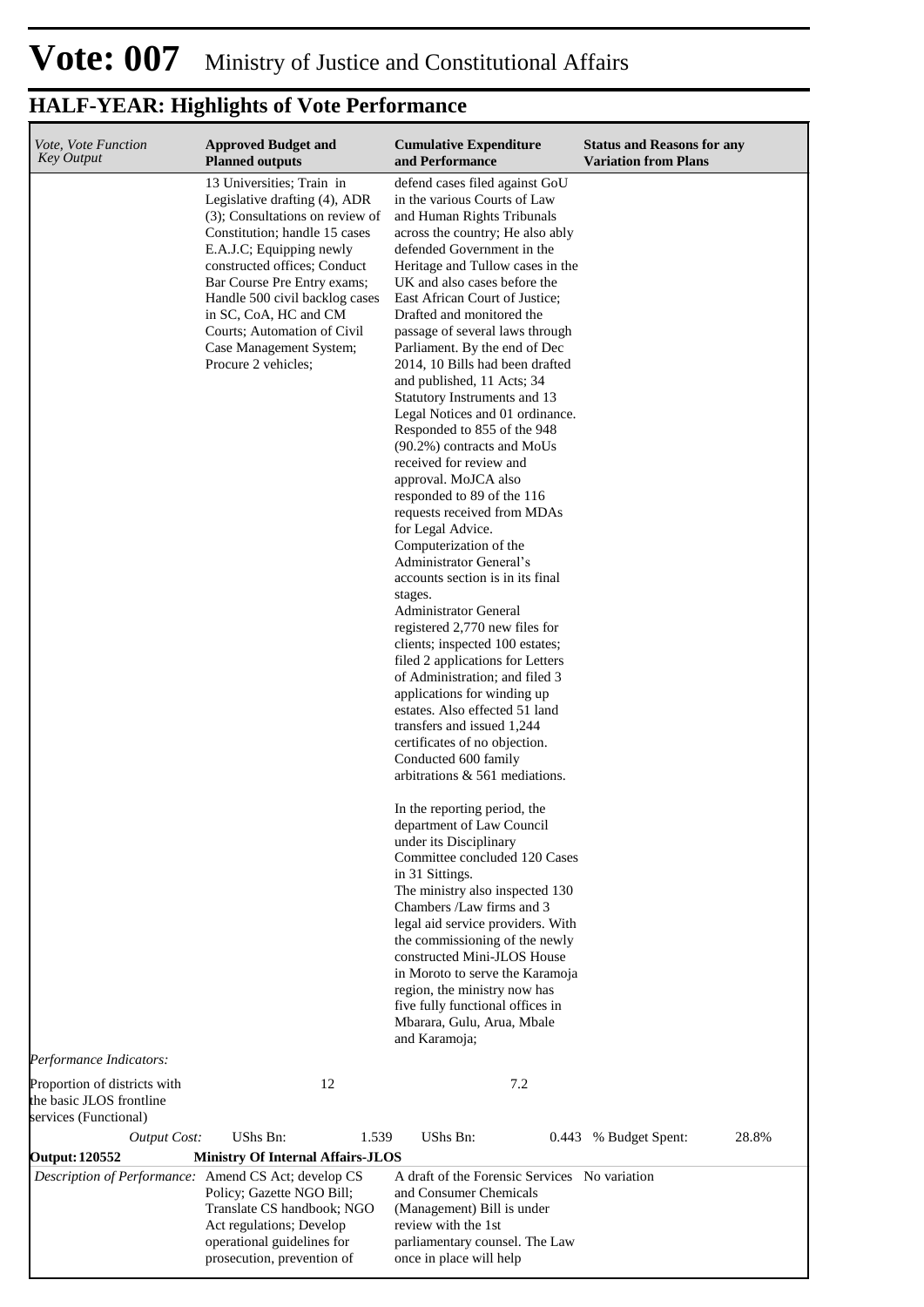# Vote: 007 Ministry of Justice and Constitutional Affairs

## HALF-YEAR: Highlights of Vote Performance

| *Vote, Vote Function Key Output* | **Approved Budget and Planned outputs** | **Cumulative Expenditure and Performance** | **Status and Reasons for any Variation from Plans** |
|---|---|---|---|
| | 13 Universities; Train in Legislative drafting (4), ADR (3); Consultations on review of Constitution; handle 15 cases E.A.J.C; Equipping newly constructed offices; Conduct Bar Course Pre Entry exams; Handle 500 civil backlog cases in SC, CoA, HC and CM Courts; Automation of Civil Case Management System; Procure 2 vehicles; | defend cases filed against GoU in the various Courts of Law and Human Rights Tribunals across the country; He also ably defended Government in the Heritage and Tullow cases in the UK and also cases before the East African Court of Justice; Drafted and monitored the passage of several laws through Parliament. By the end of Dec 2014, 10 Bills had been drafted and published, 11 Acts; 34 Statutory Instruments and 13 Legal Notices and 01 ordinance. Responded to 855 of the 948 (90.2%) contracts and MoUs received for review and approval. MoJCA also responded to 89 of the 116 requests received from MDAs for Legal Advice. Computerization of the Administrator General's accounts section is in its final stages. Administrator General registered 2,770 new files for clients; inspected 100 estates; filed 2 applications for Letters of Administration; and filed 3 applications for winding up estates. Also effected 51 land transfers and issued 1,244 certificates of no objection. Conducted 600 family arbitrations & 561 mediations.<br><br>In the reporting period, the department of Law Council under its Disciplinary Committee concluded 120 Cases in 31 Sittings. The ministry also inspected 130 Chambers /Law firms and 3 legal aid service providers. With the commissioning of the newly constructed Mini-JLOS House in Moroto to serve the Karamoja region, the ministry now has five fully functional offices in Mbarara, Gulu, Arua, Mbale and Karamoja; | |
| *Performance Indicators:* | | | |
| Proportion of districts with the basic JLOS frontline services (Functional) | 12 | 7.2 | |
| *Output Cost:* | UShs Bn: 1.539 | UShs Bn: 0.443 | % Budget Spent: 28.8% |
| **Output: 120552** | **Ministry Of Internal Affairs-JLOS** | | |
| *Description of Performance:* | Amend CS Act; develop CS Policy; Gazette NGO Bill; Translate CS handbook; NGO Act regulations; Develop operational guidelines for prosecution, prevention of | A draft of the Forensic Services and Consumer Chemicals (Management) Bill is under review with the 1st parliamentary counsel. The Law once in place will help | No variation |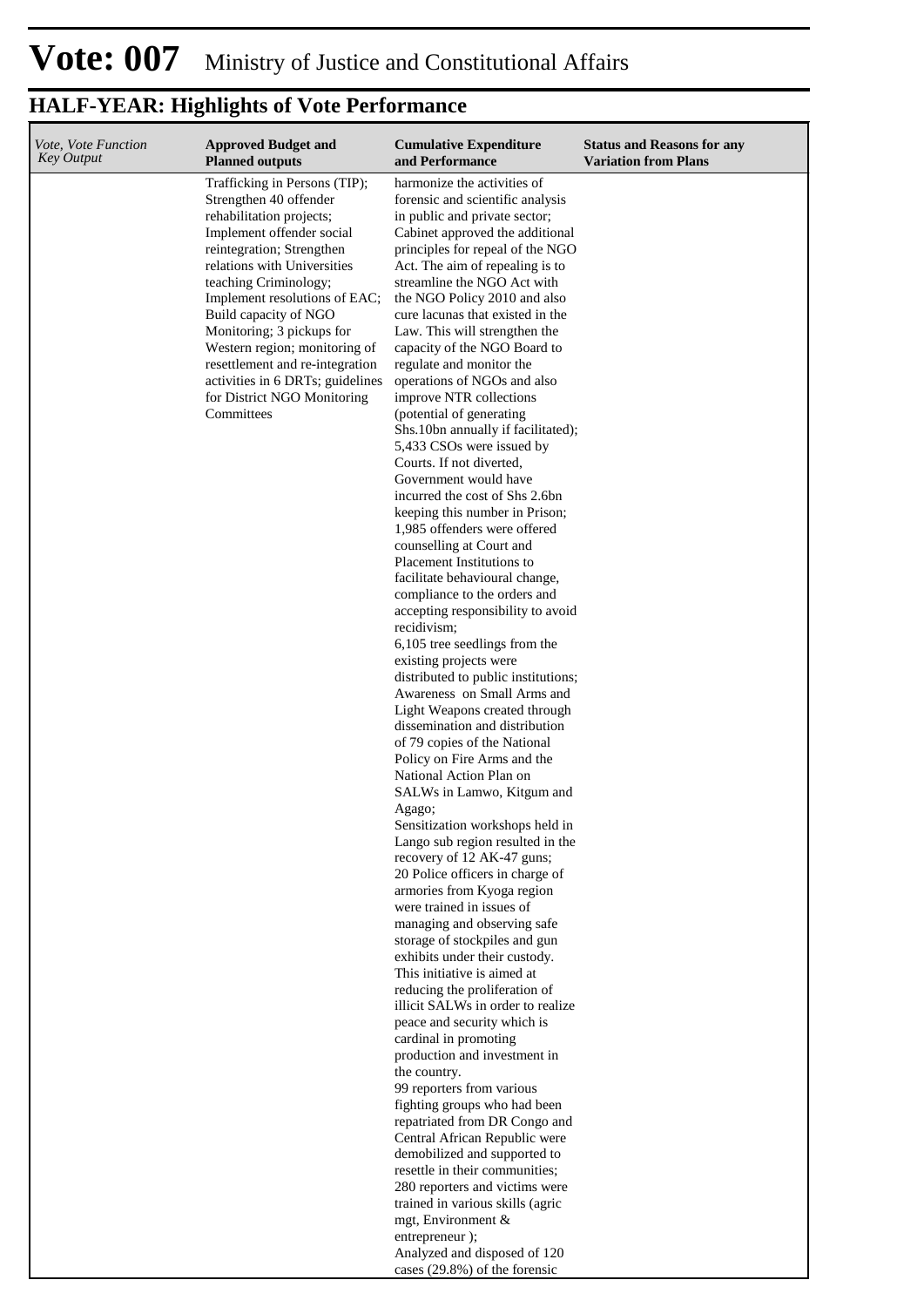# Vote: 007 Ministry of Justice and Constitutional Affairs

## HALF-YEAR: Highlights of Vote Performance

| *Vote, Vote Function Key Output* | **Approved Budget and Planned outputs** | **Cumulative Expenditure and Performance** | **Status and Reasons for any Variation from Plans** |
|---|---|---|---|
| | Trafficking in Persons (TIP); Strengthen 40 offender rehabilitation projects; Implement offender social reintegration; Strengthen relations with Universities teaching Criminology; Implement resolutions of EAC; Build capacity of NGO Monitoring; 3 pickups for Western region; monitoring of resettlement and re-integration activities in 6 DRTs; guidelines for District NGO Monitoring Committees | harmonize the activities of forensic and scientific analysis in public and private sector; Cabinet approved the additional principles for repeal of the NGO Act. The aim of repealing is to streamline the NGO Act with the NGO Policy 2010 and also cure lacunas that existed in the Law. This will strengthen the capacity of the NGO Board to regulate and monitor the operations of NGOs and also improve NTR collections (potential of generating Shs.10bn annually if facilitated); 5,433 CSOs were issued by Courts. If not diverted, Government would have incurred the cost of Shs 2.6bn keeping this number in Prison; 1,985 offenders were offered counselling at Court and Placement Institutions to facilitate behavioural change, compliance to the orders and accepting responsibility to avoid recidivism; 6,105 tree seedlings from the existing projects were distributed to public institutions; Awareness on Small Arms and Light Weapons created through dissemination and distribution of 79 copies of the National Policy on Fire Arms and the National Action Plan on SALWs in Lamwo, Kitgum and Agago; Sensitization workshops held in Lango sub region resulted in the recovery of 12 AK-47 guns; 20 Police officers in charge of armories from Kyoga region were trained in issues of managing and observing safe storage of stockpiles and gun exhibits under their custody. This initiative is aimed at reducing the proliferation of illicit SALWs in order to realize peace and security which is cardinal in promoting production and investment in the country. 99 reporters from various fighting groups who had been repatriated from DR Congo and Central African Republic were demobilized and supported to resettle in their communities; 280 reporters and victims were trained in various skills (agric mgt, Environment & entrepreneur ); Analyzed and disposed of 120 cases (29.8%) of the forensic | |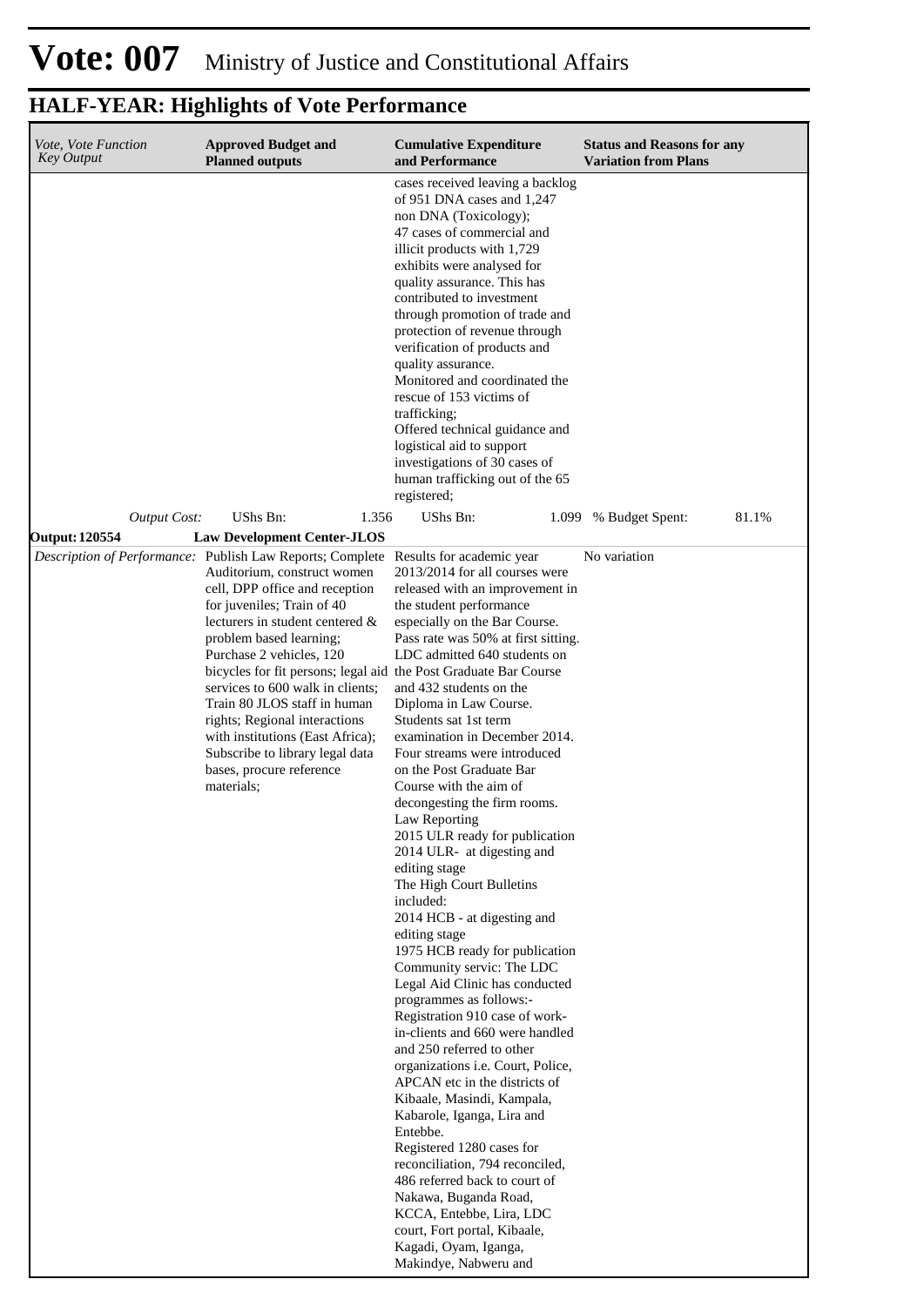# Vote: 007 Ministry of Justice and Constitutional Affairs

## HALF-YEAR: Highlights of Vote Performance

| *Vote, Vote Function Key Output* | **Approved Budget and Planned outputs** | **Cumulative Expenditure and Performance** | **Status and Reasons for any Variation from Plans** |
|---|---|---|---|
| | | cases received leaving a backlog of 951 DNA cases and 1,247 non DNA (Toxicology); 47 cases of commercial and illicit products with 1,729 exhibits were analysed for quality assurance. This has contributed to investment through promotion of trade and protection of revenue through verification of products and quality assurance. Monitored and coordinated the rescue of 153 victims of trafficking; Offered technical guidance and logistical aid to support investigations of 30 cases of human trafficking out of the 65 registered; | |
| *Output Cost:* | UShs Bn: 1.356 | UShs Bn: 1.099 | % Budget Spent: 81.1% |
| **Output: 120554** | **Law Development Center-JLOS** | | |
| *Description of Performance:* | Publish Law Reports; Complete Auditorium, construct women cell, DPP office and reception for juveniles; Train of 40 lecturers in student centered & problem based learning; Purchase 2 vehicles, 120 bicycles for fit persons; legal aid services to 600 walk in clients; Train 80 JLOS staff in human rights; Regional interactions with institutions (East Africa); Subscribe to library legal data bases, procure reference materials; | Results for academic year 2013/2014 for all courses were released with an improvement in the student performance especially on the Bar Course. Pass rate was 50% at first sitting. LDC admitted 640 students on the Post Graduate Bar Course and 432 students on the Diploma in Law Course. Students sat 1st term examination in December 2014. Four streams were introduced on the Post Graduate Bar Course with the aim of decongesting the firm rooms. Law Reporting 2015 ULR ready for publication 2014 ULR- at digesting and editing stage The High Court Bulletins included: 2014 HCB - at digesting and editing stage 1975 HCB ready for publication Community servic: The LDC Legal Aid Clinic has conducted programmes as follows:- Registration 910 case of work-in-clients and 660 were handled and 250 referred to other organizations i.e. Court, Police, APCAN etc in the districts of Kibaale, Masindi, Kampala, Kabarole, Iganga, Lira and Entebbe. Registered 1280 cases for reconciliation, 794 reconciled, 486 referred back to court of Nakawa, Buganda Road, KCCA, Entebbe, Lira, LDC court, Fort portal, Kibaale, Kagadi, Oyam, Iganga, Makindye, Nabweru and | No variation |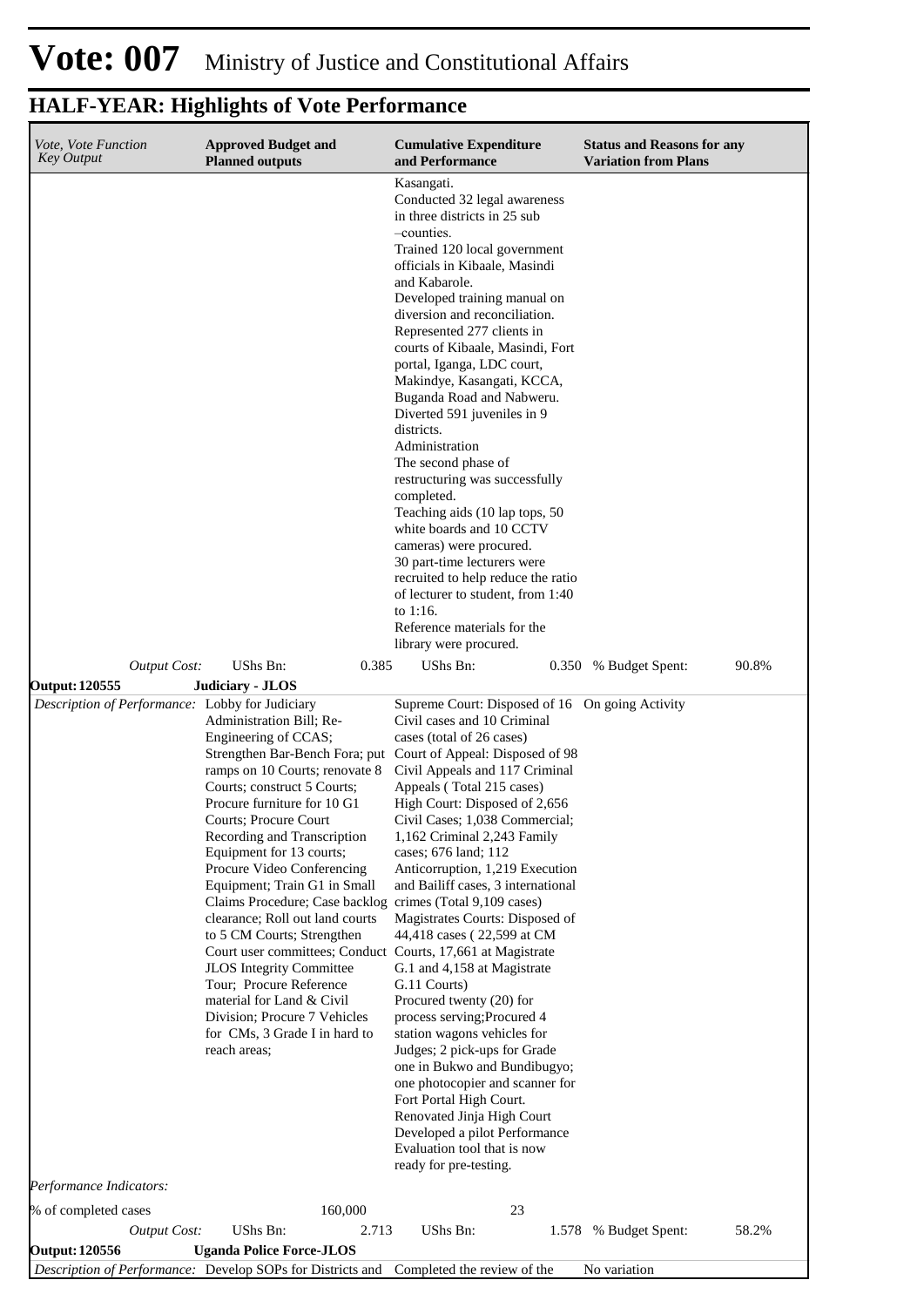# Vote: 007 Ministry of Justice and Constitutional Affairs

## HALF-YEAR: Highlights of Vote Performance

| *Vote, Vote Function Key Output* | **Approved Budget and Planned outputs** | **Cumulative Expenditure and Performance** | **Status and Reasons for any Variation from Plans** |
|---|---|---|---|
| | | Kasangati.<br>Conducted 32 legal awareness in three districts in 25 sub –counties.<br>Trained 120 local government officials in Kibaale, Masindi and Kabarole.<br>Developed training manual on diversion and reconciliation.<br>Represented 277 clients in courts of Kibaale, Masindi, Fort portal, Iganga, LDC court, Makindye, Kasangati, KCCA, Buganda Road and Nabweru.<br>Diverted 591 juveniles in 9 districts.<br>Administration<br>The second phase of restructuring was successfully completed.<br>Teaching aids (10 lap tops, 50 white boards and 10 CCTV cameras) were procured.<br>30 part-time lecturers were recruited to help reduce the ratio of lecturer to student, from 1:40 to 1:16.<br>Reference materials for the library were procured. | |
| *Output Cost:* | UShs Bn: 0.385 | UShs Bn: 0.350 | % Budget Spent: 90.8% |
| **Output: 120555** | **Judiciary - JLOS** | | |
| *Description of Performance:* | Lobby for Judiciary Administration Bill; Re-Engineering of CCAS; Strengthen Bar-Bench Fora; put ramps on 10 Courts; renovate 8 Courts; construct 5 Courts; Procure furniture for 10 G1 Courts; Procure Court Recording and Transcription Equipment for 13 courts; Procure Video Conferencing Equipment; Train G1 in Small Claims Procedure; Case backlog clearance; Roll out land courts to 5 CM Courts; Strengthen Court user committees; Conduct JLOS Integrity Committee Tour; Procure Reference material for Land & Civil Division; Procure 7 Vehicles for CMs, 3 Grade I in hard to reach areas; | Supreme Court: Disposed of 16 Civil cases and 10 Criminal cases (total of 26 cases)<br>Court of Appeal: Disposed of 98 Civil Appeals and 117 Criminal Appeals ( Total 215 cases)<br>High Court: Disposed of 2,656 Civil Cases; 1,038 Commercial; 1,162 Criminal 2,243 Family cases; 676 land; 112 Anticorruption, 1,219 Execution and Bailiff cases, 3 international crimes (Total 9,109 cases)<br>Magistrates Courts: Disposed of 44,418 cases ( 22,599 at CM Courts, 17,661 at Magistrate G.1 and 4,158 at Magistrate G.11 Courts)<br>Procured twenty (20) for process serving;Procured 4 station wagons vehicles for Judges; 2 pick-ups for Grade one in Bukwo and Bundibugyo; one photocopier and scanner for Fort Portal High Court.<br>Renovated Jinja High Court<br>Developed a pilot Performance Evaluation tool that is now ready for pre-testing. | On going Activity |
| *Performance Indicators:* | | | |
| % of completed cases | 160,000 | 23 | |
| *Output Cost:* | UShs Bn: 2.713 | UShs Bn: 1.578 | % Budget Spent: 58.2% |
| **Output: 120556** | **Uganda Police Force-JLOS** | | |
| *Description of Performance:* | Develop SOPs for Districts and | Completed the review of the | No variation |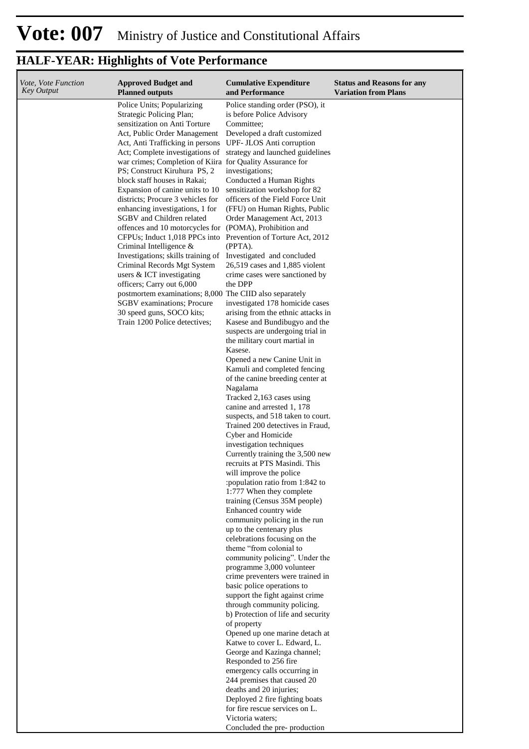# Vote: 007 Ministry of Justice and Constitutional Affairs

## HALF-YEAR: Highlights of Vote Performance

| *Vote, Vote Function Key Output* | **Approved Budget and Planned outputs** | **Cumulative Expenditure and Performance** | **Status and Reasons for any Variation from Plans** |
|---|---|---|---|
| | Police Units; Popularizing Strategic Policing Plan; sensitization on Anti Torture Act, Public Order Management Act, Anti Trafficking in persons Act; Complete investigations of war crimes; Completion of Kiira PS; Construct Kiruhura PS, 2 block staff houses in Rakai; Expansion of canine units to 10 districts; Procure 3 vehicles for enhancing investigations, 1 for SGBV and Children related offences and 10 motorcycles for CFPUs; Induct 1,018 PPCs into Criminal Intelligence & Investigations; skills training of Criminal Records Mgt System users & ICT investigating officers; Carry out 6,000 postmortem examinations; 8,000 SGBV examinations; Procure 30 speed guns, SOCO kits; Train 1200 Police detectives; | Police standing order (PSO), it is before Police Advisory Committee;<br>Developed a draft customized UPF- JLOS Anti corruption strategy and launched guidelines for Quality Assurance for investigations;<br>Conducted a Human Rights sensitization workshop for 82 officers of the Field Force Unit (FFU) on Human Rights, Public Order Management Act, 2013 (POMA), Prohibition and Prevention of Torture Act, 2012 (PPTA).<br>Investigated and concluded 26,519 cases and 1,885 violent crime cases were sanctioned by the DPP<br>The CIID also separately investigated 178 homicide cases arising from the ethnic attacks in Kasese and Bundibugyo and the suspects are undergoing trial in the military court martial in Kasese.<br>Opened a new Canine Unit in Kamuli and completed fencing of the canine breeding center at Nagalama<br>Tracked 2,163 cases using canine and arrested 1, 178 suspects, and 518 taken to court.<br>Trained 200 detectives in Fraud, Cyber and Homicide investigation techniques<br>Currently training the 3,500 new recruits at PTS Masindi. This will improve the police :population ratio from 1:842 to 1:777 When they complete training (Census 35M people)<br>Enhanced country wide community policing in the run up to the centenary plus celebrations focusing on the theme "from colonial to community policing". Under the programme 3,000 volunteer crime preventers were trained in basic police operations to support the fight against crime through community policing.<br>b) Protection of life and security of property<br>Opened up one marine detach at Katwe to cover L. Edward, L. George and Kazinga channel;<br>Responded to 256 fire emergency calls occurring in 244 premises that caused 20 deaths and 20 injuries;<br>Deployed 2 fire fighting boats for fire rescue services on L. Victoria waters;<br>Concluded the pre- production | |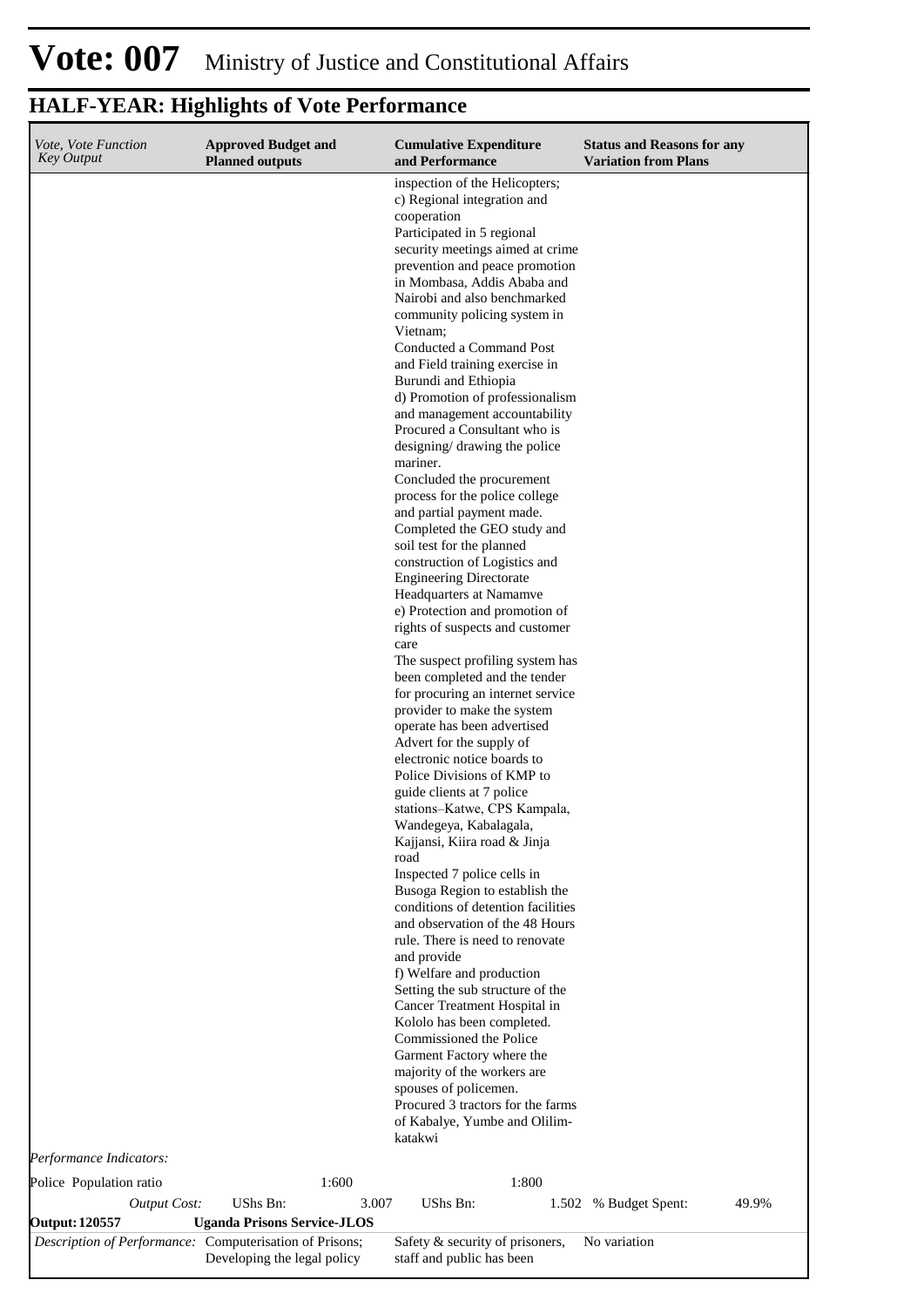# Vote: 007 Ministry of Justice and Constitutional Affairs

## HALF-YEAR: Highlights of Vote Performance

| *Vote, Vote Function Key Output* | **Approved Budget and Planned outputs** | **Cumulative Expenditure and Performance** | **Status and Reasons for any Variation from Plans** |
|---|---|---|---|
| | | inspection of the Helicopters;<br>c) Regional integration and cooperation<br>Participated in 5 regional security meetings aimed at crime prevention and peace promotion in Mombasa, Addis Ababa and Nairobi and also benchmarked community policing system in Vietnam;<br>Conducted a Command Post and Field training exercise in Burundi and Ethiopia<br>d) Promotion of professionalism and management accountability<br>Procured a Consultant who is designing/ drawing the police mariner.<br>Concluded the procurement process for the police college and partial payment made.<br>Completed the GEO study and soil test for the planned construction of Logistics and Engineering Directorate Headquarters at Namamve<br>e) Protection and promotion of rights of suspects and customer care<br>The suspect profiling system has been completed and the tender for procuring an internet service provider to make the system operate has been advertised<br>Advert for the supply of electronic notice boards to Police Divisions of KMP to guide clients at 7 police stations–Katwe, CPS Kampala, Wandegeya, Kabalagala, Kajjansi, Kiira road & Jinja road<br>Inspected 7 police cells in Busoga Region to establish the conditions of detention facilities and observation of the 48 Hours rule. There is need to renovate and provide<br>f) Welfare and production<br>Setting the sub structure of the Cancer Treatment Hospital in Kololo has been completed.<br>Commissioned the Police Garment Factory where the majority of the workers are spouses of policemen.<br>Procured 3 tractors for the farms of Kabalye, Yumbe and Olilim-katakwi | |
| *Performance Indicators:* | | | |
| Police Population ratio | 1:600 | 1:800 | |
| *Output Cost:* | UShs Bn: 3.007 | UShs Bn: 1.502 | % Budget Spent: 49.9% |
| **Output: 120557** | **Uganda Prisons Service-JLOS** | | |
| *Description of Performance:* | Computerisation of Prisons; Developing the legal policy | Safety & security of prisoners, staff and public has been | No variation |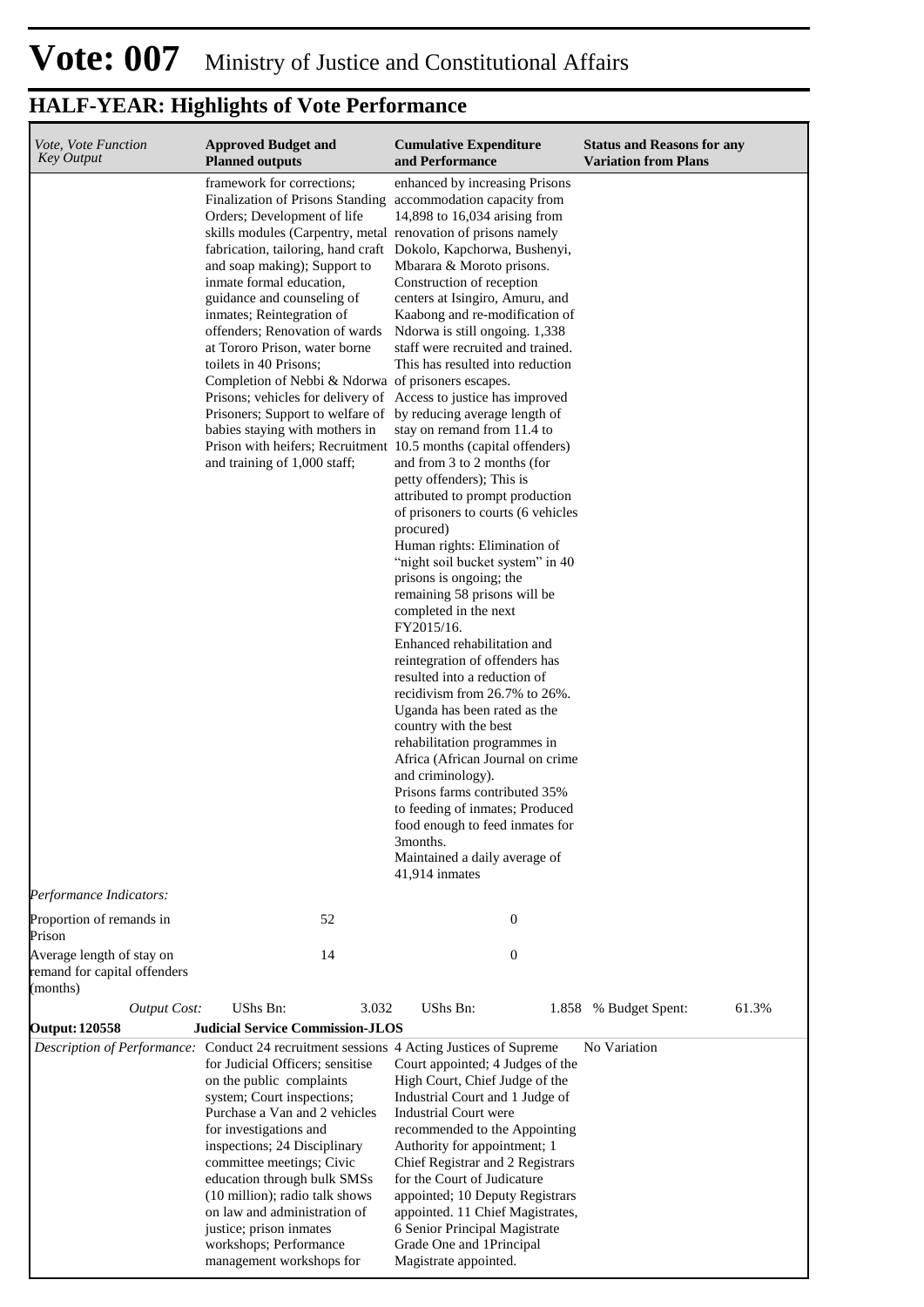# Vote: 007 Ministry of Justice and Constitutional Affairs

## HALF-YEAR: Highlights of Vote Performance

| *Vote, Vote Function Key Output* | **Approved Budget and Planned outputs** | **Cumulative Expenditure and Performance** | **Status and Reasons for any Variation from Plans** |
|---|---|---|---|
| | framework for corrections; Finalization of Prisons Standing Orders; Development of life skills modules (Carpentry, metal fabrication, tailoring, hand craft and soap making); Support to inmate formal education, guidance and counseling of inmates; Reintegration of offenders; Renovation of wards at Tororo Prison, water borne toilets in 40 Prisons; Completion of Nebbi & Ndorwa Prisons; vehicles for delivery of Prisoners; Support to welfare of babies staying with mothers in Prison with heifers; Recruitment and training of 1,000 staff; | enhanced by increasing Prisons accommodation capacity from 14,898 to 16,034 arising from renovation of prisons namely Dokolo, Kapchorwa, Bushenyi, Mbarara & Moroto prisons. Construction of reception centers at Isingiro, Amuru, and Kaabong and re-modification of Ndorwa is still ongoing. 1,338 staff were recruited and trained. This has resulted into reduction of prisoners escapes. Access to justice has improved by reducing average length of stay on remand from 11.4 to 10.5 months (capital offenders) and from 3 to 2 months (for petty offenders); This is attributed to prompt production of prisoners to courts (6 vehicles procured) Human rights: Elimination of "night soil bucket system" in 40 prisons is ongoing; the remaining 58 prisons will be completed in the next FY2015/16. Enhanced rehabilitation and reintegration of offenders has resulted into a reduction of recidivism from 26.7% to 26%. Uganda has been rated as the country with the best rehabilitation programmes in Africa (African Journal on crime and criminology). Prisons farms contributed 35% to feeding of inmates; Produced food enough to feed inmates for 3months. Maintained a daily average of 41,914 inmates | |
| *Performance Indicators:* | | | |
| Proportion of remands in Prison | 52 | 0 | |
| Average length of stay on remand for capital offenders (months) | 14 | 0 | |
| *Output Cost:* | UShs Bn: 3.032 | UShs Bn: 1.858 | % Budget Spent: 61.3% |
| **Output: 120558** | **Judicial Service Commission-JLOS** | | |
| *Description of Performance:* | Conduct 24 recruitment sessions for Judicial Officers; sensitise on the public complaints system; Court inspections; Purchase a Van and 2 vehicles for investigations and inspections; 24 Disciplinary committee meetings; Civic education through bulk SMSs (10 million); radio talk shows on law and administration of justice; prison inmates workshops; Performance management workshops for | 4 Acting Justices of Supreme Court appointed; 4 Judges of the High Court, Chief Judge of the Industrial Court and 1 Judge of Industrial Court were recommended to the Appointing Authority for appointment; 1 Chief Registrar and 2 Registrars for the Court of Judicature appointed; 10 Deputy Registrars appointed. 11 Chief Magistrates, 6 Senior Principal Magistrate Grade One and 1Principal Magistrate appointed. | No Variation |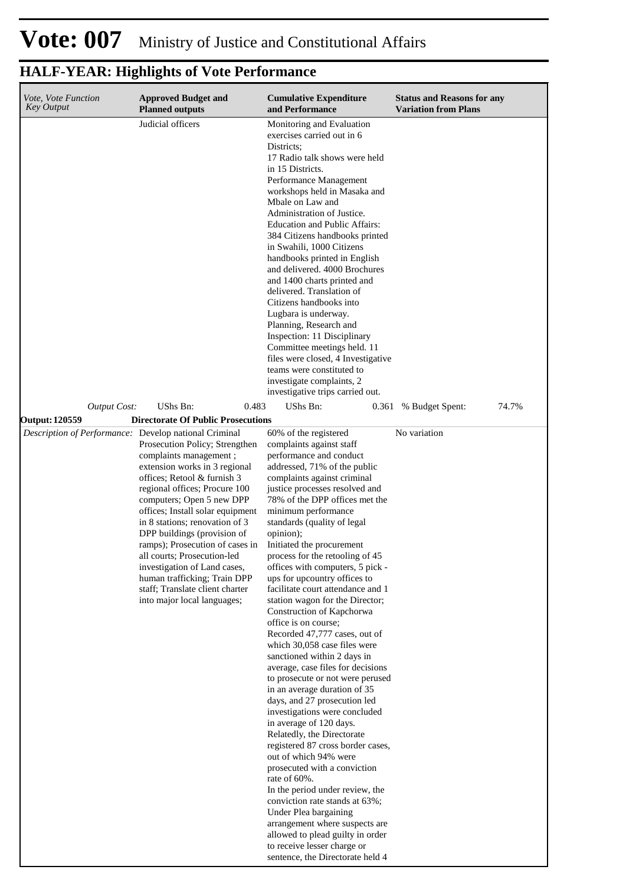# Vote: 007 Ministry of Justice and Constitutional Affairs

## HALF-YEAR: Highlights of Vote Performance

| *Vote, Vote Function Key Output* | **Approved Budget and Planned outputs** | **Cumulative Expenditure and Performance** | **Status and Reasons for any Variation from Plans** |
|---|---|---|---|
| | Judicial officers | Monitoring and Evaluation exercises carried out in 6 Districts;<br>17 Radio talk shows were held in 15 Districts.<br>Performance Management workshops held in Masaka and Mbale on Law and Administration of Justice.<br>Education and Public Affairs: 384 Citizens handbooks printed in Swahili, 1000 Citizens handbooks printed in English and delivered. 4000 Brochures and 1400 charts printed and delivered. Translation of Citizens handbooks into Lugbara is underway.<br>Planning, Research and Inspection: 11 Disciplinary Committee meetings held. 11 files were closed, 4 Investigative teams were constituted to investigate complaints, 2 investigative trips carried out. | |
| *Output Cost:* | UShs Bn: 0.483 | UShs Bn: 0.361 | % Budget Spent: 74.7% |
| **Output: 120559** | **Directorate Of Public Prosecutions** | | |
| *Description of Performance:* | Develop national Criminal Prosecution Policy; Strengthen complaints management ; extension works in 3 regional offices; Retool & furnish 3 regional offices; Procure 100 computers; Open 5 new DPP offices; Install solar equipment in 8 stations; renovation of 3 DPP buildings (provision of ramps); Prosecution of cases in all courts; Prosecution-led investigation of Land cases, human trafficking; Train DPP staff; Translate client charter into major local languages; | 60% of the registered complaints against staff performance and conduct addressed, 71% of the public complaints against criminal justice processes resolved and 78% of the DPP offices met the minimum performance standards (quality of legal opinion);<br>Initiated the procurement process for the retooling of 45 offices with computers, 5 pick - ups for upcountry offices to facilitate court attendance and 1 station wagon for the Director;<br>Construction of Kapchorwa office is on course;<br>Recorded 47,777 cases, out of which 30,058 case files were sanctioned within 2 days in average, case files for decisions to prosecute or not were perused in an average duration of 35 days, and 27 prosecution led investigations were concluded in average of 120 days.<br>Relatedly, the Directorate registered 87 cross border cases, out of which 94% were prosecuted with a conviction rate of 60%.<br>In the period under review, the conviction rate stands at 63%;<br>Under Plea bargaining arrangement where suspects are allowed to plead guilty in order to receive lesser charge or sentence, the Directorate held 4 | No variation |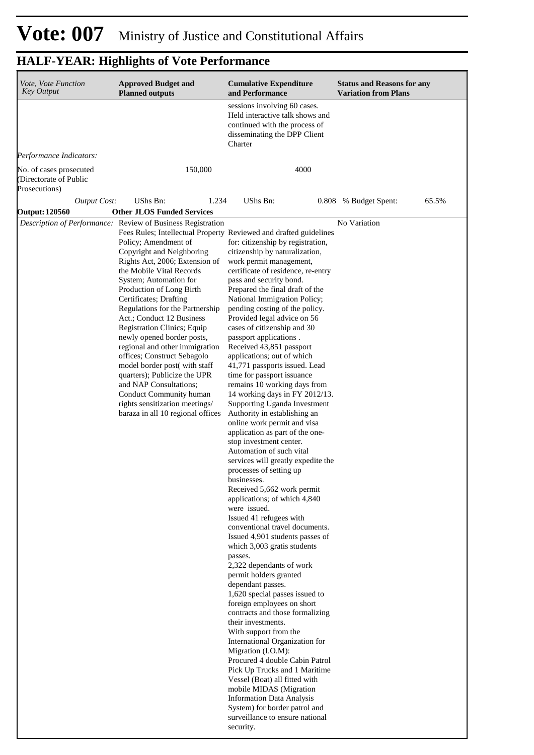# Vote: 007 Ministry of Justice and Constitutional Affairs

## HALF-YEAR: Highlights of Vote Performance

| *Vote, Vote Function Key Output* | **Approved Budget and Planned outputs** | **Cumulative Expenditure and Performance** | **Status and Reasons for any Variation from Plans** |
|---|---|---|---|
| | | sessions involving 60 cases. Held interactive talk shows and continued with the process of disseminating the DPP Client Charter | |
| *Performance Indicators:* | | | |
| No. of cases prosecuted (Directorate of Public Prosecutions) | 150,000 | 4000 | |
| *Output Cost:* | UShs Bn: 1.234 | UShs Bn: 0.808 | % Budget Spent: 65.5% |
| **Output: 120560** | **Other JLOS Funded Services** | | |
| *Description of Performance:* | Review of Business Registration Fees Rules; Intellectual Property Policy; Amendment of Copyright and Neighboring Rights Act, 2006; Extension of the Mobile Vital Records System; Automation for Production of Long Birth Certificates; Drafting Regulations for the Partnership Act.; Conduct 12 Business Registration Clinics; Equip newly opened border posts, regional and other immigration offices; Construct Sebagolo model border post( with staff quarters); Publicize the UPR and NAP Consultations; Conduct Community human rights sensitization meetings/ baraza in all 10 regional offices | Reviewed and drafted guidelines for: citizenship by registration, citizenship by naturalization, work permit management, certificate of residence, re-entry pass and security bond. Prepared the final draft of the National Immigration Policy; pending costing of the policy. Provided legal advice on 56 cases of citizenship and 30 passport applications . Received 43,851 passport applications; out of which 41,771 passports issued. Lead time for passport issuance remains 10 working days from 14 working days in FY 2012/13. Supporting Uganda Investment Authority in establishing an online work permit and visa application as part of the one-stop investment center. Automation of such vital services will greatly expedite the processes of setting up businesses. Received 5,662 work permit applications; of which 4,840 were issued. Issued 41 refugees with conventional travel documents. Issued 4,901 students passes of which 3,003 gratis students passes. 2,322 dependants of work permit holders granted dependant passes. 1,620 special passes issued to foreign employees on short contracts and those formalizing their investments. With support from the International Organization for Migration (I.O.M): Procured 4 double Cabin Patrol Pick Up Trucks and 1 Maritime Vessel (Boat) all fitted with mobile MIDAS (Migration Information Data Analysis System) for border patrol and surveillance to ensure national security. | No Variation |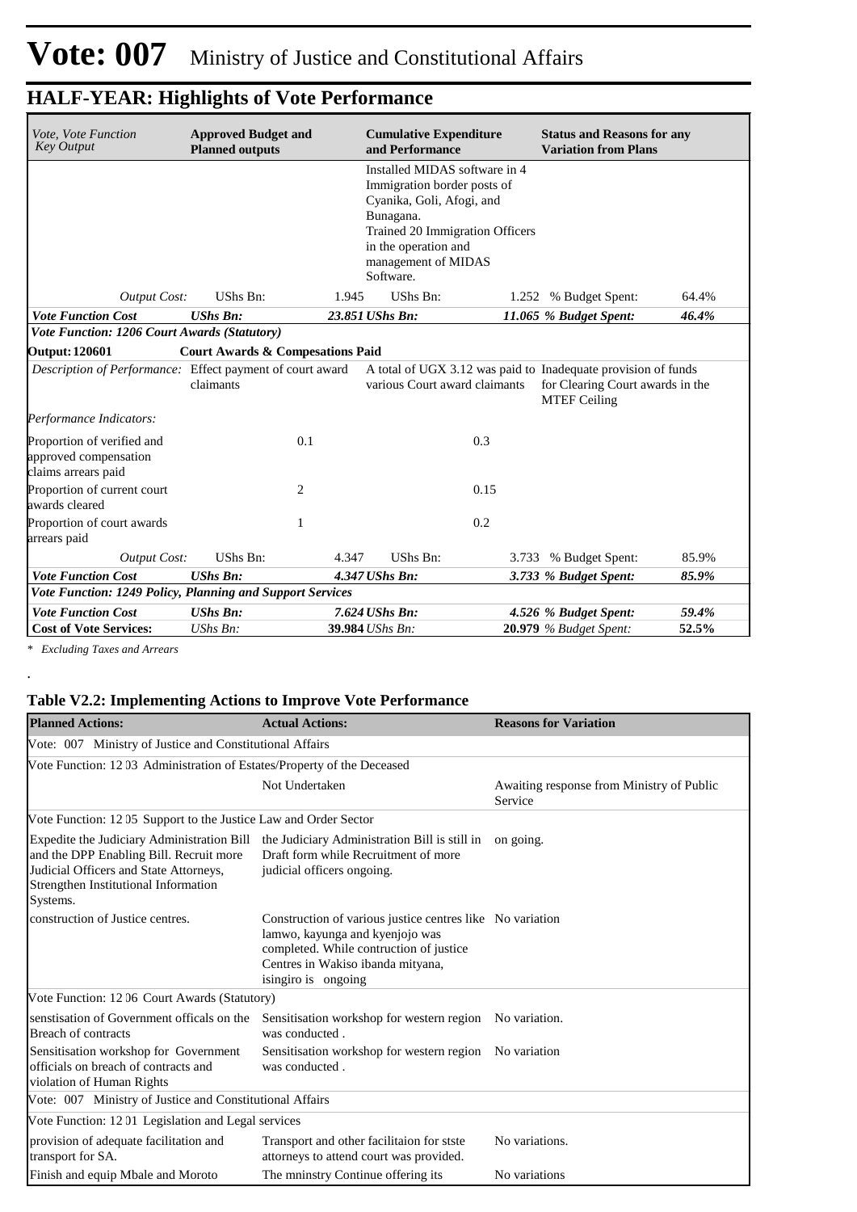# Vote: 007 Ministry of Justice and Constitutional Affairs

## HALF-YEAR: Highlights of Vote Performance

| *Vote, Vote Function Key Output* | **Approved Budget and Planned outputs** | | **Cumulative Expenditure and Performance** | | **Status and Reasons for any Variation from Plans** | |
|---|---|---|---|---|---|---|
| | | | Installed MIDAS software in 4 Immigration border posts of Cyanika, Goli, Afogi, and Bunagana. Trained 20 Immigration Officers in the operation and management of MIDAS Software. | | | |
| *Output Cost:* | UShs Bn: | 1.945 | UShs Bn: | 1.252 | % Budget Spent: | 64.4% |
| ***Vote Function Cost*** | ***UShs Bn:*** | ***23.851*** | ***UShs Bn:*** | ***11.065*** | ***% Budget Spent:*** | ***46.4%*** |
| ***Vote Function: 1206 Court Awards (Statutory)*** | | | | | | |
| **Output: 120601** | **Court Awards & Compesations Paid** | | | | | |
| *Description of Performance:* | Effect payment of court award claimants | | A total of UGX 3.12 was paid to various Court award claimants | | Inadequate provision of funds for Clearing Court awards in the MTEF Ceiling | |
| *Performance Indicators:* | | | | | | |
| Proportion of verified and approved compensation claims arrears paid | | 0.1 | | 0.3 | | |
| Proportion of current court awards cleared | | 2 | | 0.15 | | |
| Proportion of court awards arrears paid | | 1 | | 0.2 | | |
| *Output Cost:* | UShs Bn: | 4.347 | UShs Bn: | 3.733 | % Budget Spent: | 85.9% |
| ***Vote Function Cost*** | ***UShs Bn:*** | ***4.347*** | ***UShs Bn:*** | ***3.733*** | ***% Budget Spent:*** | ***85.9%*** |
| ***Vote Function: 1249 Policy, Planning and Support Services*** | | | | | | |
| ***Vote Function Cost*** | ***UShs Bn:*** | ***7.624*** | ***UShs Bn:*** | ***4.526*** | ***% Budget Spent:*** | ***59.4%*** |
| **Cost of Vote Services:** | *UShs Bn:* | **39.984** | *UShs Bn:* | **20.979** | *% Budget Spent:* | **52.5%** |

*\* Excluding Taxes and Arrears*

.

### Table V2.2: Implementing Actions to Improve Vote Performance

| **Planned Actions:** | **Actual Actions:** | **Reasons for Variation** |
|---|---|---|
| Vote: 007 Ministry of Justice and Constitutional Affairs | | |
| Vote Function: 12 03 Administration of Estates/Property of the Deceased | | |
| | Not Undertaken | Awaiting response from Ministry of Public Service |
| Vote Function: 12 05 Support to the Justice Law and Order Sector | | |
| Expedite the Judiciary Administration Bill and the DPP Enabling Bill. Recruit more Judicial Officers and State Attorneys, Strengthen Institutional Information Systems. | the Judiciary Administration Bill is still in Draft form while Recruitment of more judicial officers ongoing. | on going. |
| construction of Justice centres. | Construction of various justice centres like lamwo, kayunga and kyenjojo was completed. While contruction of justice Centres in Wakiso ibanda mityana, isingiro is ongoing | No variation |
| Vote Function: 12 06 Court Awards (Statutory) | | |
| senstisation of Government officals on the Breach of contracts | Sensitisation workshop for western region was conducted . | No variation. |
| Sensitisation workshop for Government officials on breach of contracts and violation of Human Rights | Sensitisation workshop for western region was conducted . | No variation |
| Vote: 007 Ministry of Justice and Constitutional Affairs | | |
| Vote Function: 12 01 Legislation and Legal services | | |
| provision of adequate facilitation and transport for SA. | Transport and other facilitaion for stste attorneys to attend court was provided. | No variations. |
| Finish and equip Mbale and Moroto | The mninstry Continue offering its | No variations |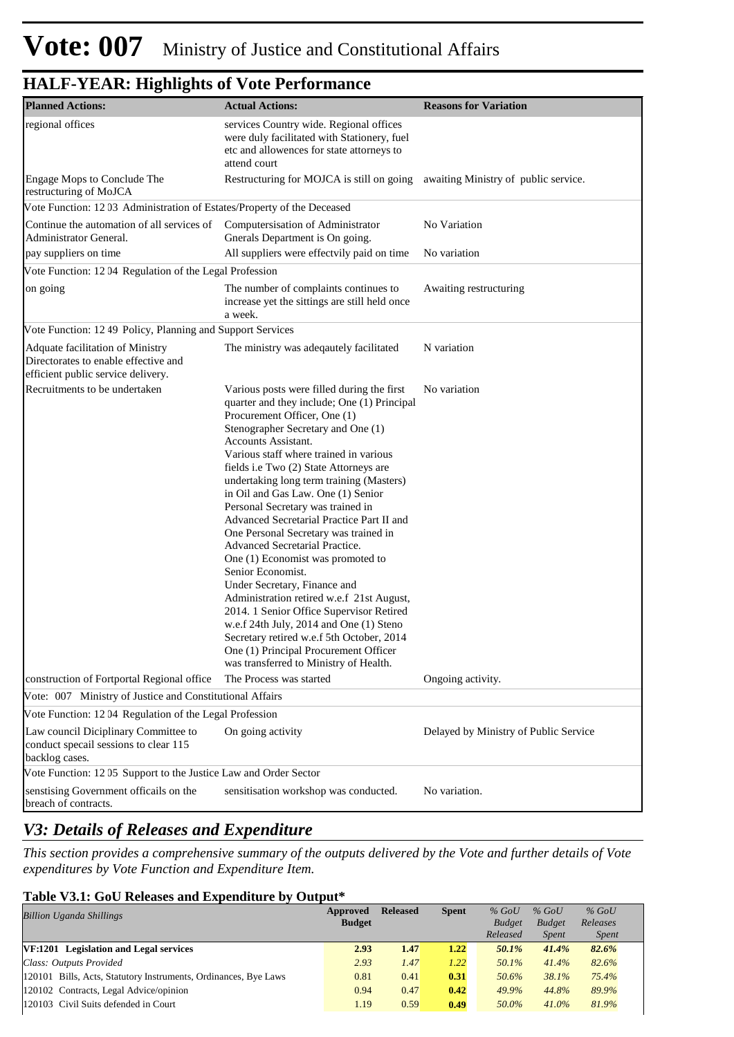# Vote: 007 Ministry of Justice and Constitutional Affairs

## HALF-YEAR: Highlights of Vote Performance

| Planned Actions: | Actual Actions: | Reasons for Variation |
|---|---|---|
| regional offices | services Country wide. Regional offices were duly facilitated with Stationery, fuel etc and allowences for state attorneys to attend court | |
| Engage Mops to Conclude The restructuring of MoJCA | Restructuring for MOJCA is still on going | awaiting Ministry of public service. |
| Vote Function: 12 03 Administration of Estates/Property of the Deceased | | |
| Continue the automation of all services of Administrator General. | Computersisation of Administrator Gnerals Department is On going. | No Variation |
| pay suppliers on time | All suppliers were effectvily paid on time | No variation |
| Vote Function: 12 04 Regulation of the Legal Profession | | |
| on going | The number of complaints continues to increase yet the sittings are still held once a week. | Awaiting restructuring |
| Vote Function: 12 49 Policy, Planning and Support Services | | |
| Adquate facilitation of Ministry Directorates to enable effective and efficient public service delivery. | The ministry was adeqautely facilitated | N variation |
| Recruitments to be undertaken | Various posts were filled during the first quarter and they include; One (1) Principal Procurement Officer, One (1) Stenographer Secretary and One (1) Accounts Assistant.<br>Various staff where trained in various fields i.e Two (2) State Attorneys are undertaking long term training (Masters) in Oil and Gas Law. One (1) Senior Personal Secretary was trained in Advanced Secretarial Practice Part II and One Personal Secretary was trained in Advanced Secretarial Practice.<br>One (1) Economist was promoted to Senior Economist.<br>Under Secretary, Finance and Administration retired w.e.f 21st August, 2014. 1 Senior Office Supervisor Retired w.e.f 24th July, 2014 and One (1) Steno Secretary retired w.e.f 5th October, 2014 One (1) Principal Procurement Officer was transferred to Ministry of Health. | No variation |
| construction of Fortportal Regional office | The Process was started | Ongoing activity. |
| Vote: 007 Ministry of Justice and Constitutional Affairs | | |
| Vote Function: 12 04 Regulation of the Legal Profession | | |
| Law council Diciplinary Committee to conduct specail sessions to clear 115 backlog cases. | On going activity | Delayed by Ministry of Public Service |
| Vote Function: 12 05 Support to the Justice Law and Order Sector | | |
| senstising Government officails on the breach of contracts. | sensitisation workshop was conducted. | No variation. |

## *V3: Details of Releases and Expenditure*

*This section provides a comprehensive summary of the outputs delivered by the Vote and further details of Vote expenditures by Vote Function and Expenditure Item.*

### Table V3.1: GoU Releases and Expenditure by Output*

| *Billion Uganda Shillings* | Approved Budget | Released | Spent | *% GoU Budget Released* | *% GoU Budget Spent* | *% GoU Releases Spent* |
|---|---|---|---|---|---|---|
| **VF:1201 Legislation and Legal services** | **2.93** | **1.47** | **1.22** | ***50.1%*** | ***41.4%*** | ***82.6%*** |
| *Class: Outputs Provided* | *2.93* | *1.47* | *1.22* | *50.1%* | *41.4%* | *82.6%* |
| 120101 Bills, Acts, Statutory Instruments, Ordinances, Bye Laws | 0.81 | 0.41 | **0.31** | *50.6%* | *38.1%* | *75.4%* |
| 120102 Contracts, Legal Advice/opinion | 0.94 | 0.47 | **0.42** | *49.9%* | *44.8%* | *89.9%* |
| 120103 Civil Suits defended in Court | 1.19 | 0.59 | **0.49** | *50.0%* | *41.0%* | *81.9%* |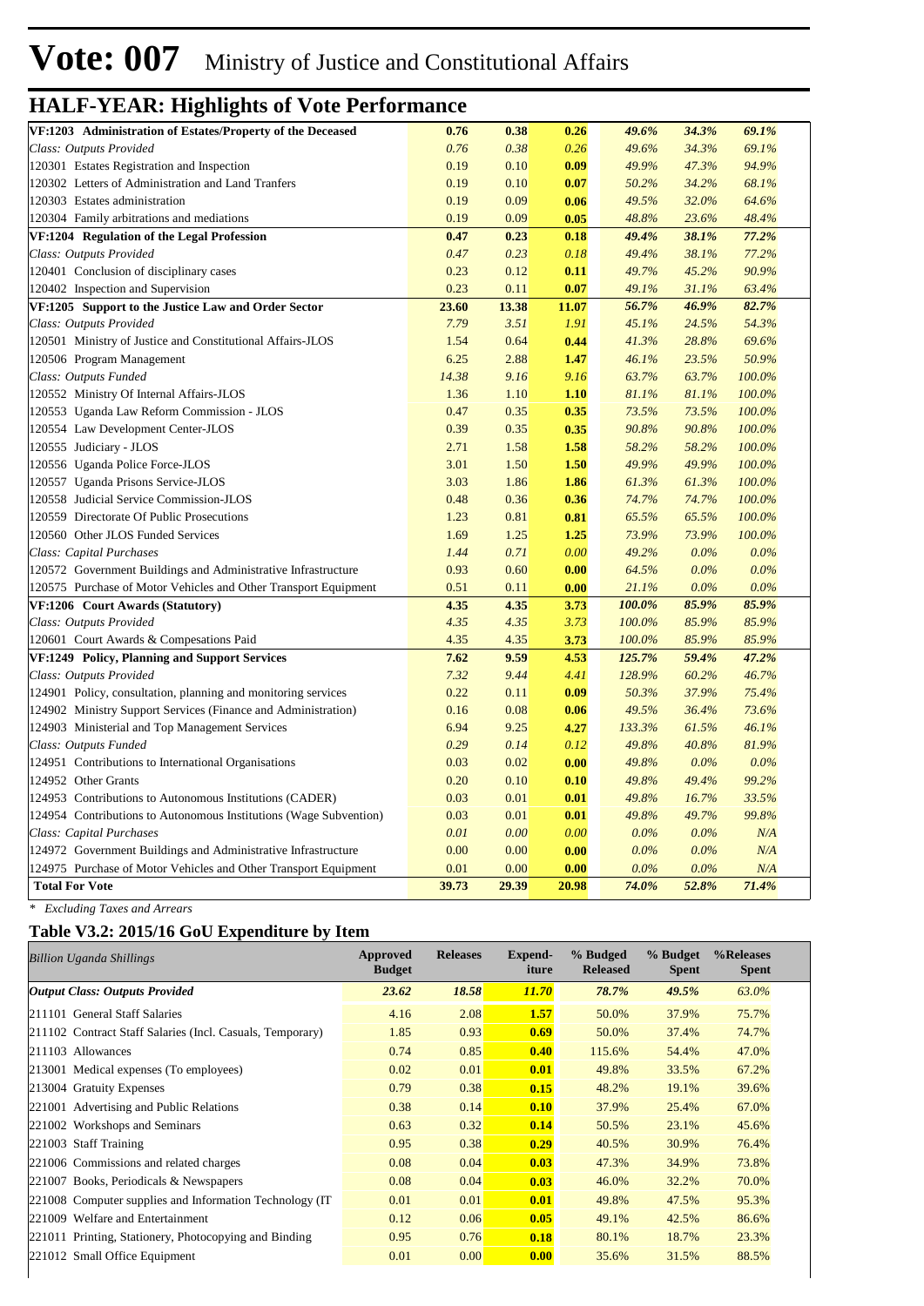# Vote: 007 Ministry of Justice and Constitutional Affairs

## HALF-YEAR: Highlights of Vote Performance

| | | | | | | |
|---|---|---|---|---|---|---|
| **VF:1203 Administration of Estates/Property of the Deceased** | **0.76** | **0.38** | **0.26** | **49.6%** | **34.3%** | **69.1%** |
| *Class: Outputs Provided* | *0.76* | *0.38* | *0.26* | *49.6%* | *34.3%* | *69.1%* |
| 120301 Estates Registration and Inspection | 0.19 | 0.10 | **0.09** | *49.9%* | *47.3%* | *94.9%* |
| 120302 Letters of Administration and Land Tranfers | 0.19 | 0.10 | **0.07** | *50.2%* | *34.2%* | *68.1%* |
| 120303 Estates administration | 0.19 | 0.09 | **0.06** | *49.5%* | *32.0%* | *64.6%* |
| 120304 Family arbitrations and mediations | 0.19 | 0.09 | **0.05** | *48.8%* | *23.6%* | *48.4%* |
| **VF:1204 Regulation of the Legal Profession** | **0.47** | **0.23** | **0.18** | **49.4%** | **38.1%** | **77.2%** |
| *Class: Outputs Provided* | *0.47* | *0.23* | *0.18* | *49.4%* | *38.1%* | *77.2%* |
| 120401 Conclusion of disciplinary cases | 0.23 | 0.12 | **0.11** | *49.7%* | *45.2%* | *90.9%* |
| 120402 Inspection and Supervision | 0.23 | 0.11 | **0.07** | *49.1%* | *31.1%* | *63.4%* |
| **VF:1205 Support to the Justice Law and Order Sector** | **23.60** | **13.38** | **11.07** | **56.7%** | **46.9%** | **82.7%** |
| *Class: Outputs Provided* | *7.79* | *3.51* | *1.91* | *45.1%* | *24.5%* | *54.3%* |
| 120501 Ministry of Justice and Constitutional Affairs-JLOS | 1.54 | 0.64 | **0.44** | *41.3%* | *28.8%* | *69.6%* |
| 120506 Program Management | 6.25 | 2.88 | **1.47** | *46.1%* | *23.5%* | *50.9%* |
| *Class: Outputs Funded* | *14.38* | *9.16* | *9.16* | *63.7%* | *63.7%* | *100.0%* |
| 120552 Ministry Of Internal Affairs-JLOS | 1.36 | 1.10 | **1.10** | *81.1%* | *81.1%* | *100.0%* |
| 120553 Uganda Law Reform Commission - JLOS | 0.47 | 0.35 | **0.35** | *73.5%* | *73.5%* | *100.0%* |
| 120554 Law Development Center-JLOS | 0.39 | 0.35 | **0.35** | *90.8%* | *90.8%* | *100.0%* |
| 120555 Judiciary - JLOS | 2.71 | 1.58 | **1.58** | *58.2%* | *58.2%* | *100.0%* |
| 120556 Uganda Police Force-JLOS | 3.01 | 1.50 | **1.50** | *49.9%* | *49.9%* | *100.0%* |
| 120557 Uganda Prisons Service-JLOS | 3.03 | 1.86 | **1.86** | *61.3%* | *61.3%* | *100.0%* |
| 120558 Judicial Service Commission-JLOS | 0.48 | 0.36 | **0.36** | *74.7%* | *74.7%* | *100.0%* |
| 120559 Directorate Of Public Prosecutions | 1.23 | 0.81 | **0.81** | *65.5%* | *65.5%* | *100.0%* |
| 120560 Other JLOS Funded Services | 1.69 | 1.25 | **1.25** | *73.9%* | *73.9%* | *100.0%* |
| *Class: Capital Purchases* | *1.44* | *0.71* | *0.00* | *49.2%* | *0.0%* | *0.0%* |
| 120572 Government Buildings and Administrative Infrastructure | 0.93 | 0.60 | **0.00** | *64.5%* | *0.0%* | *0.0%* |
| 120575 Purchase of Motor Vehicles and Other Transport Equipment | 0.51 | 0.11 | **0.00** | *21.1%* | *0.0%* | *0.0%* |
| **VF:1206 Court Awards (Statutory)** | **4.35** | **4.35** | **3.73** | **100.0%** | **85.9%** | **85.9%** |
| *Class: Outputs Provided* | *4.35* | *4.35* | *3.73* | *100.0%* | *85.9%* | *85.9%* |
| 120601 Court Awards & Compesations Paid | 4.35 | 4.35 | **3.73** | *100.0%* | *85.9%* | *85.9%* |
| **VF:1249 Policy, Planning and Support Services** | **7.62** | **9.59** | **4.53** | **125.7%** | **59.4%** | **47.2%** |
| *Class: Outputs Provided* | *7.32* | *9.44* | *4.41* | *128.9%* | *60.2%* | *46.7%* |
| 124901 Policy, consultation, planning and monitoring services | 0.22 | 0.11 | **0.09** | *50.3%* | *37.9%* | *75.4%* |
| 124902 Ministry Support Services (Finance and Administration) | 0.16 | 0.08 | **0.06** | *49.5%* | *36.4%* | *73.6%* |
| 124903 Ministerial and Top Management Services | 6.94 | 9.25 | **4.27** | *133.3%* | *61.5%* | *46.1%* |
| *Class: Outputs Funded* | *0.29* | *0.14* | *0.12* | *49.8%* | *40.8%* | *81.9%* |
| 124951 Contributions to International Organisations | 0.03 | 0.02 | **0.00** | *49.8%* | *0.0%* | *0.0%* |
| 124952 Other Grants | 0.20 | 0.10 | **0.10** | *49.8%* | *49.4%* | *99.2%* |
| 124953 Contributions to Autonomous Institutions (CADER) | 0.03 | 0.01 | **0.01** | *49.8%* | *16.7%* | *33.5%* |
| 124954 Contributions to Autonomous Institutions (Wage Subvention) | 0.03 | 0.01 | **0.01** | *49.8%* | *49.7%* | *99.8%* |
| *Class: Capital Purchases* | *0.01* | *0.00* | *0.00* | *0.0%* | *0.0%* | *N/A* |
| 124972 Government Buildings and Administrative Infrastructure | 0.00 | 0.00 | **0.00** | *0.0%* | *0.0%* | *N/A* |
| 124975 Purchase of Motor Vehicles and Other Transport Equipment | 0.01 | 0.00 | **0.00** | *0.0%* | *0.0%* | *N/A* |
| **Total For Vote** | **39.73** | **29.39** | **20.98** | **74.0%** | **52.8%** | **71.4%** |

*\* Excluding Taxes and Arrears*

### Table V3.2: 2015/16 GoU Expenditure by Item

| *Billion Uganda Shillings* | Approved Budget | Releases | Expend-iture | % Budged Released | % Budget Spent | %Releases Spent |
|---|---|---|---|---|---|---|
| ***Output Class: Outputs Provided*** | ***23.62*** | ***18.58*** | ***11.70*** | *78.7%* | *49.5%* | *63.0%* |
| 211101 General Staff Salaries | 4.16 | 2.08 | **1.57** | 50.0% | 37.9% | 75.7% |
| 211102 Contract Staff Salaries (Incl. Casuals, Temporary) | 1.85 | 0.93 | **0.69** | 50.0% | 37.4% | 74.7% |
| 211103 Allowances | 0.74 | 0.85 | **0.40** | 115.6% | 54.4% | 47.0% |
| 213001 Medical expenses (To employees) | 0.02 | 0.01 | **0.01** | 49.8% | 33.5% | 67.2% |
| 213004 Gratuity Expenses | 0.79 | 0.38 | **0.15** | 48.2% | 19.1% | 39.6% |
| 221001 Advertising and Public Relations | 0.38 | 0.14 | **0.10** | 37.9% | 25.4% | 67.0% |
| 221002 Workshops and Seminars | 0.63 | 0.32 | **0.14** | 50.5% | 23.1% | 45.6% |
| 221003 Staff Training | 0.95 | 0.38 | **0.29** | 40.5% | 30.9% | 76.4% |
| 221006 Commissions and related charges | 0.08 | 0.04 | **0.03** | 47.3% | 34.9% | 73.8% |
| 221007 Books, Periodicals & Newspapers | 0.08 | 0.04 | **0.03** | 46.0% | 32.2% | 70.0% |
| 221008 Computer supplies and Information Technology (IT | 0.01 | 0.01 | **0.01** | 49.8% | 47.5% | 95.3% |
| 221009 Welfare and Entertainment | 0.12 | 0.06 | **0.05** | 49.1% | 42.5% | 86.6% |
| 221011 Printing, Stationery, Photocopying and Binding | 0.95 | 0.76 | **0.18** | 80.1% | 18.7% | 23.3% |
| 221012 Small Office Equipment | 0.01 | 0.00 | **0.00** | 35.6% | 31.5% | 88.5% |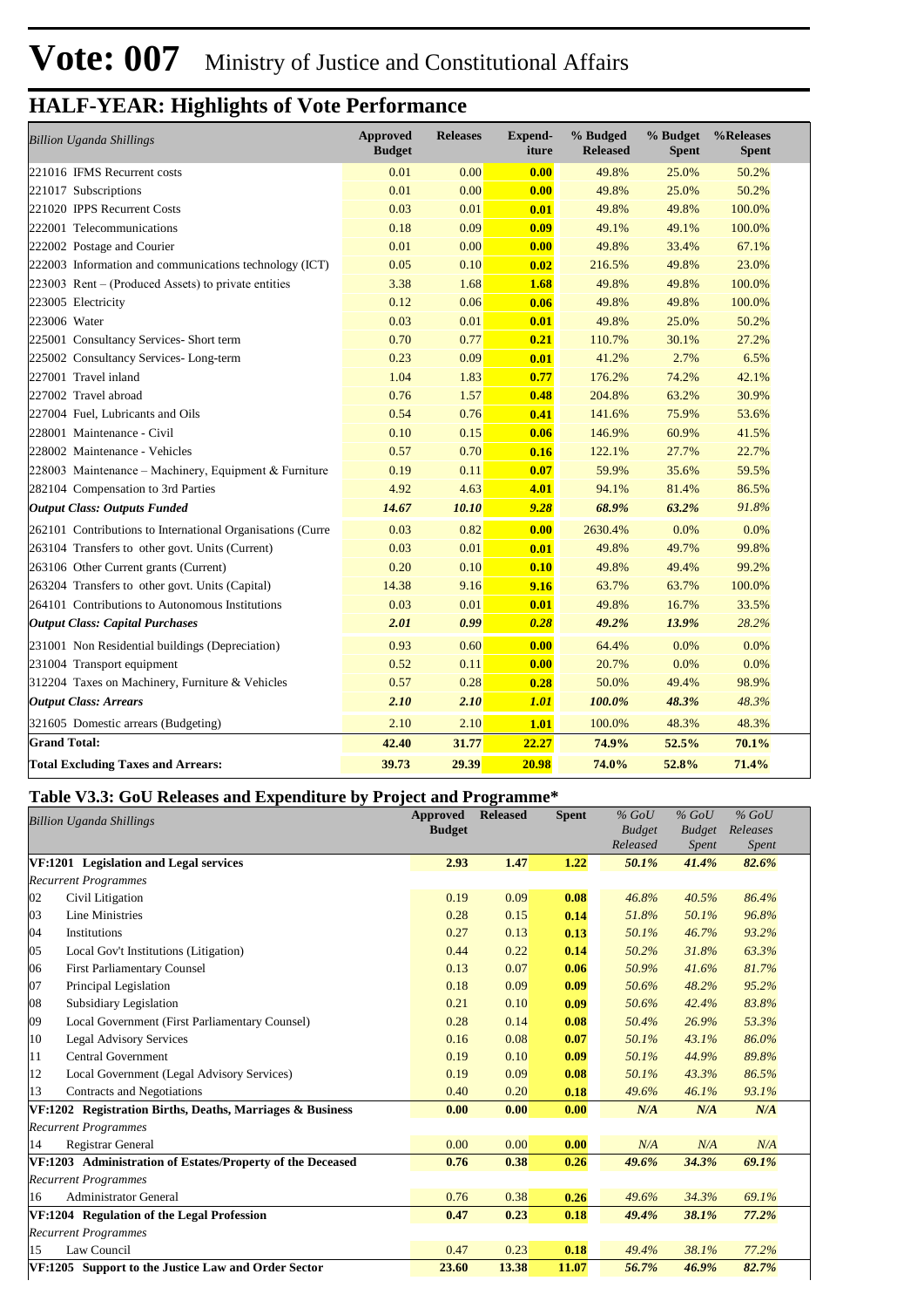# Vote: 007 Ministry of Justice and Constitutional Affairs

## HALF-YEAR: Highlights of Vote Performance

| *Billion Uganda Shillings* | Approved Budget | Releases | Expend-iture | % Budged Released | % Budget Spent | %Releases Spent |
|---|---|---|---|---|---|---|
| 221016 IFMS Recurrent costs | 0.01 | 0.00 | **0.00** | 49.8% | 25.0% | 50.2% |
| 221017 Subscriptions | 0.01 | 0.00 | **0.00** | 49.8% | 25.0% | 50.2% |
| 221020 IPPS Recurrent Costs | 0.03 | 0.01 | **0.01** | 49.8% | 49.8% | 100.0% |
| 222001 Telecommunications | 0.18 | 0.09 | **0.09** | 49.1% | 49.1% | 100.0% |
| 222002 Postage and Courier | 0.01 | 0.00 | **0.00** | 49.8% | 33.4% | 67.1% |
| 222003 Information and communications technology (ICT) | 0.05 | 0.10 | **0.02** | 216.5% | 49.8% | 23.0% |
| 223003 Rent – (Produced Assets) to private entities | 3.38 | 1.68 | **1.68** | 49.8% | 49.8% | 100.0% |
| 223005 Electricity | 0.12 | 0.06 | **0.06** | 49.8% | 49.8% | 100.0% |
| 223006 Water | 0.03 | 0.01 | **0.01** | 49.8% | 25.0% | 50.2% |
| 225001 Consultancy Services- Short term | 0.70 | 0.77 | **0.21** | 110.7% | 30.1% | 27.2% |
| 225002 Consultancy Services- Long-term | 0.23 | 0.09 | **0.01** | 41.2% | 2.7% | 6.5% |
| 227001 Travel inland | 1.04 | 1.83 | **0.77** | 176.2% | 74.2% | 42.1% |
| 227002 Travel abroad | 0.76 | 1.57 | **0.48** | 204.8% | 63.2% | 30.9% |
| 227004 Fuel, Lubricants and Oils | 0.54 | 0.76 | **0.41** | 141.6% | 75.9% | 53.6% |
| 228001 Maintenance - Civil | 0.10 | 0.15 | **0.06** | 146.9% | 60.9% | 41.5% |
| 228002 Maintenance - Vehicles | 0.57 | 0.70 | **0.16** | 122.1% | 27.7% | 22.7% |
| 228003 Maintenance – Machinery, Equipment & Furniture | 0.19 | 0.11 | **0.07** | 59.9% | 35.6% | 59.5% |
| 282104 Compensation to 3rd Parties | 4.92 | 4.63 | **4.01** | 94.1% | 81.4% | 86.5% |
| ***Output Class: Outputs Funded*** | ***14.67*** | ***10.10*** | ***9.28*** | ***68.9%*** | ***63.2%*** | *91.8%* |
| 262101 Contributions to International Organisations (Curre | 0.03 | 0.82 | **0.00** | 2630.4% | 0.0% | 0.0% |
| 263104 Transfers to other govt. Units (Current) | 0.03 | 0.01 | **0.01** | 49.8% | 49.7% | 99.8% |
| 263106 Other Current grants (Current) | 0.20 | 0.10 | **0.10** | 49.8% | 49.4% | 99.2% |
| 263204 Transfers to other govt. Units (Capital) | 14.38 | 9.16 | **9.16** | 63.7% | 63.7% | 100.0% |
| 264101 Contributions to Autonomous Institutions | 0.03 | 0.01 | **0.01** | 49.8% | 16.7% | 33.5% |
| ***Output Class: Capital Purchases*** | ***2.01*** | ***0.99*** | ***0.28*** | ***49.2%*** | ***13.9%*** | *28.2%* |
| 231001 Non Residential buildings (Depreciation) | 0.93 | 0.60 | **0.00** | 64.4% | 0.0% | 0.0% |
| 231004 Transport equipment | 0.52 | 0.11 | **0.00** | 20.7% | 0.0% | 0.0% |
| 312204 Taxes on Machinery, Furniture & Vehicles | 0.57 | 0.28 | **0.28** | 50.0% | 49.4% | 98.9% |
| ***Output Class: Arrears*** | ***2.10*** | ***2.10*** | ***1.01*** | ***100.0%*** | ***48.3%*** | *48.3%* |
| 321605 Domestic arrears (Budgeting) | 2.10 | 2.10 | **1.01** | 100.0% | 48.3% | 48.3% |
| **Grand Total:** | **42.40** | **31.77** | **22.27** | **74.9%** | **52.5%** | **70.1%** |
| **Total Excluding Taxes and Arrears:** | **39.73** | **29.39** | **20.98** | **74.0%** | **52.8%** | **71.4%** |

### Table V3.3: GoU Releases and Expenditure by Project and Programme*

| *Billion Uganda Shillings* | Approved Budget | Released | Spent | *% GoU Budget Released* | *% GoU Budget Spent* | *% GoU Releases Spent* |
|---|---|---|---|---|---|---|
| **VF:1201 Legislation and Legal services** | **2.93** | **1.47** | **1.22** | ***50.1%*** | ***41.4%*** | ***82.6%*** |
| *Recurrent Programmes* | | | | | | |
| 02 Civil Litigation | 0.19 | 0.09 | **0.08** | *46.8%* | *40.5%* | *86.4%* |
| 03 Line Ministries | 0.28 | 0.15 | **0.14** | *51.8%* | *50.1%* | *96.8%* |
| 04 Institutions | 0.27 | 0.13 | **0.13** | *50.1%* | *46.7%* | *93.2%* |
| 05 Local Gov't Institutions (Litigation) | 0.44 | 0.22 | **0.14** | *50.2%* | *31.8%* | *63.3%* |
| 06 First Parliamentary Counsel | 0.13 | 0.07 | **0.06** | *50.9%* | *41.6%* | *81.7%* |
| 07 Principal Legislation | 0.18 | 0.09 | **0.09** | *50.6%* | *48.2%* | *95.2%* |
| 08 Subsidiary Legislation | 0.21 | 0.10 | **0.09** | *50.6%* | *42.4%* | *83.8%* |
| 09 Local Government (First Parliamentary Counsel) | 0.28 | 0.14 | **0.08** | *50.4%* | *26.9%* | *53.3%* |
| 10 Legal Advisory Services | 0.16 | 0.08 | **0.07** | *50.1%* | *43.1%* | *86.0%* |
| 11 Central Government | 0.19 | 0.10 | **0.09** | *50.1%* | *44.9%* | *89.8%* |
| 12 Local Government (Legal Advisory Services) | 0.19 | 0.09 | **0.08** | *50.1%* | *43.3%* | *86.5%* |
| 13 Contracts and Negotiations | 0.40 | 0.20 | **0.18** | *49.6%* | *46.1%* | *93.1%* |
| **VF:1202 Registration Births, Deaths, Marriages & Business** | **0.00** | **0.00** | **0.00** | ***N/A*** | ***N/A*** | ***N/A*** |
| *Recurrent Programmes* | | | | | | |
| 14 Registrar General | 0.00 | 0.00 | **0.00** | *N/A* | *N/A* | *N/A* |
| **VF:1203 Administration of Estates/Property of the Deceased** | **0.76** | **0.38** | **0.26** | ***49.6%*** | ***34.3%*** | ***69.1%*** |
| *Recurrent Programmes* | | | | | | |
| 16 Administrator General | 0.76 | 0.38 | **0.26** | *49.6%* | *34.3%* | *69.1%* |
| **VF:1204 Regulation of the Legal Profession** | **0.47** | **0.23** | **0.18** | ***49.4%*** | ***38.1%*** | ***77.2%*** |
| *Recurrent Programmes* | | | | | | |
| 15 Law Council | 0.47 | 0.23 | **0.18** | *49.4%* | *38.1%* | *77.2%* |
| **VF:1205 Support to the Justice Law and Order Sector** | **23.60** | **13.38** | **11.07** | ***56.7%*** | ***46.9%*** | ***82.7%*** |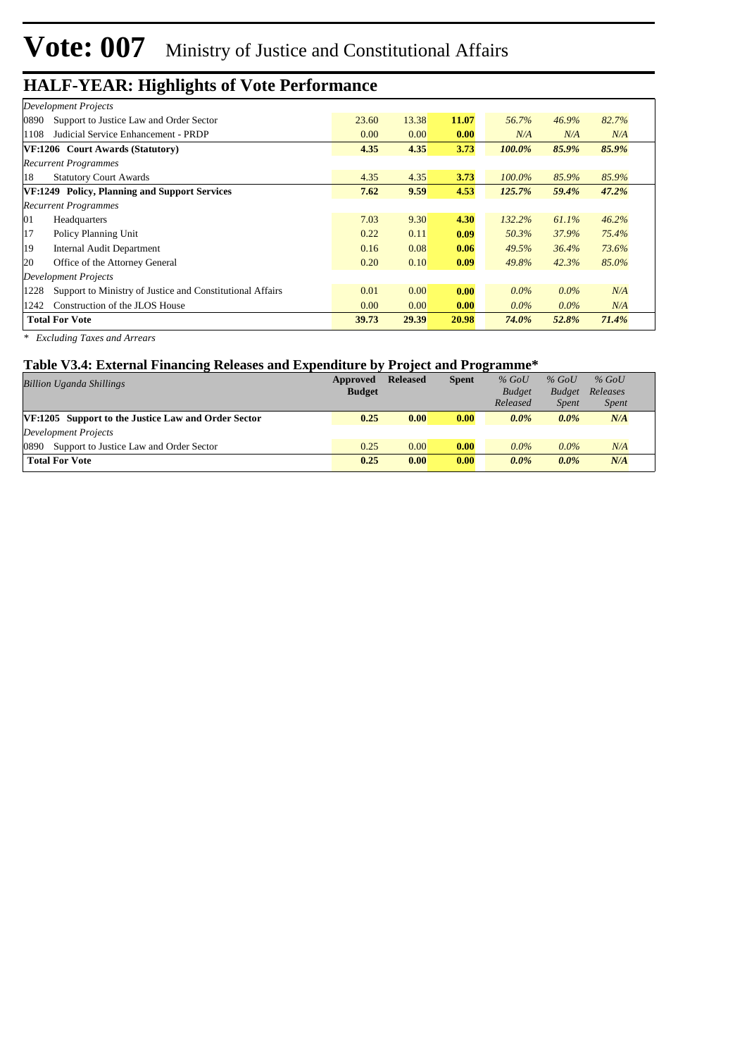# Vote: 007 Ministry of Justice and Constitutional Affairs

## HALF-YEAR: Highlights of Vote Performance

| | | | | | | |
|---|---|---|---|---|---|---|
| *Development Projects* | | | | | | |
| 0890 Support to Justice Law and Order Sector | 23.60 | 13.38 | **11.07** | *56.7%* | *46.9%* | *82.7%* |
| 1108 Judicial Service Enhancement - PRDP | 0.00 | 0.00 | **0.00** | *N/A* | *N/A* | *N/A* |
| **VF:1206 Court Awards (Statutory)** | **4.35** | **4.35** | **3.73** | ***100.0%*** | ***85.9%*** | ***85.9%*** |
| *Recurrent Programmes* | | | | | | |
| 18 Statutory Court Awards | 4.35 | 4.35 | **3.73** | *100.0%* | *85.9%* | *85.9%* |
| **VF:1249 Policy, Planning and Support Services** | **7.62** | **9.59** | **4.53** | ***125.7%*** | ***59.4%*** | ***47.2%*** |
| *Recurrent Programmes* | | | | | | |
| 01 Headquarters | 7.03 | 9.30 | **4.30** | *132.2%* | *61.1%* | *46.2%* |
| 17 Policy Planning Unit | 0.22 | 0.11 | **0.09** | *50.3%* | *37.9%* | *75.4%* |
| 19 Internal Audit Department | 0.16 | 0.08 | **0.06** | *49.5%* | *36.4%* | *73.6%* |
| 20 Office of the Attorney General | 0.20 | 0.10 | **0.09** | *49.8%* | *42.3%* | *85.0%* |
| *Development Projects* | | | | | | |
| 1228 Support to Ministry of Justice and Constitutional Affairs | 0.01 | 0.00 | **0.00** | *0.0%* | *0.0%* | *N/A* |
| 1242 Construction of the JLOS House | 0.00 | 0.00 | **0.00** | *0.0%* | *0.0%* | *N/A* |
| **Total For Vote** | **39.73** | **29.39** | **20.98** | ***74.0%*** | ***52.8%*** | ***71.4%*** |

*\* Excluding Taxes and Arrears*

### Table V3.4: External Financing Releases and Expenditure by Project and Programme*

| *Billion Uganda Shillings* | **Approved Budget** | **Released** | **Spent** | *% GoU Budget Released* | *% GoU Budget Spent* | *% GoU Releases Spent* |
|---|---|---|---|---|---|---|
| **VF:1205 Support to the Justice Law and Order Sector** | **0.25** | **0.00** | **0.00** | ***0.0%*** | ***0.0%*** | ***N/A*** |
| *Development Projects* | | | | | | |
| 0890 Support to Justice Law and Order Sector | 0.25 | 0.00 | **0.00** | *0.0%* | *0.0%* | *N/A* |
| **Total For Vote** | **0.25** | **0.00** | **0.00** | ***0.0%*** | ***0.0%*** | ***N/A*** |